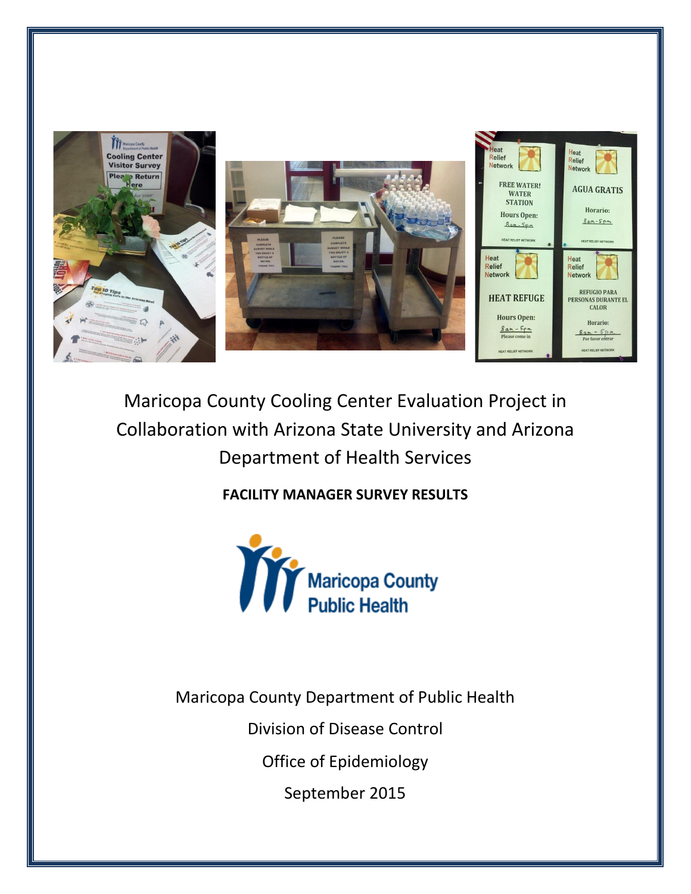# Maricopa County Cooling Center Evaluation Project in Collaboration with Arizona State University and Arizona Department of Health Services

**FACILITY MANAGER SURVEY RESULTS**

Maricopa County Department of Public Health

Division of Disease Control

Office of Epidemiology

September 2015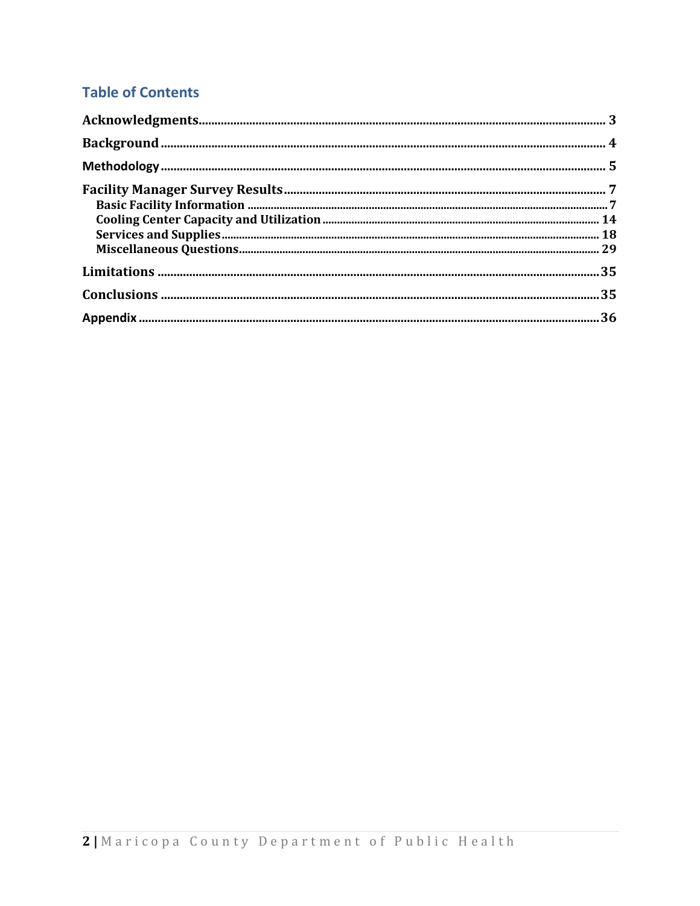## Table of Contents

**Acknowledgments** ... 3

**Background** ... 4

**Methodology** ... 5

**Facility Manager Survey Results** ... 7

- **Basic Facility Information** ... 7
- **Cooling Center Capacity and Utilization** ... 14
- **Services and Supplies** ... 18
- **Miscellaneous Questions** ... 29

**Limitations** ... 35

**Conclusions** ... 35

**Appendix** ... 36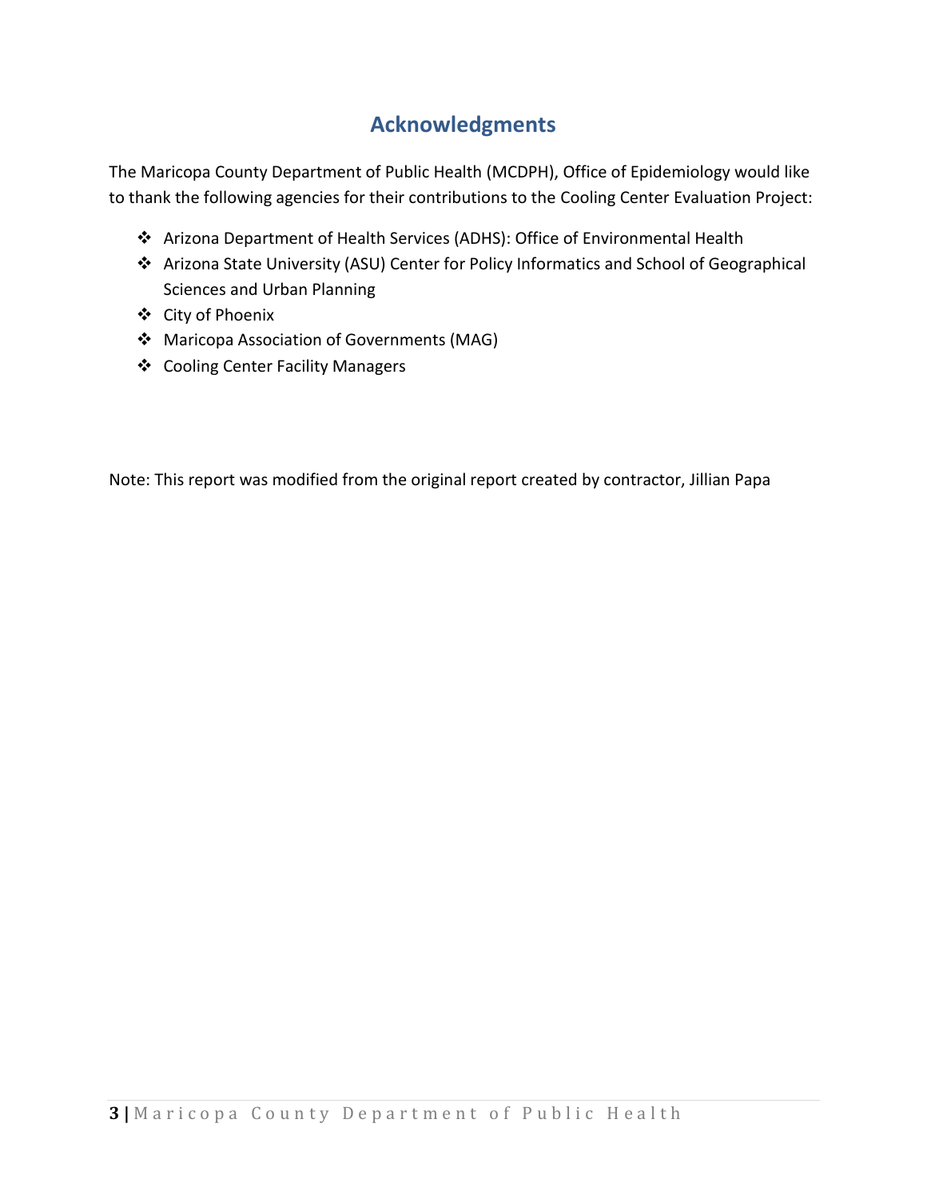## Acknowledgments

The Maricopa County Department of Public Health (MCDPH), Office of Epidemiology would like to thank the following agencies for their contributions to the Cooling Center Evaluation Project:

- Arizona Department of Health Services (ADHS): Office of Environmental Health
- Arizona State University (ASU) Center for Policy Informatics and School of Geographical Sciences and Urban Planning
- City of Phoenix
- Maricopa Association of Governments (MAG)
- Cooling Center Facility Managers

Note: This report was modified from the original report created by contractor, Jillian Papa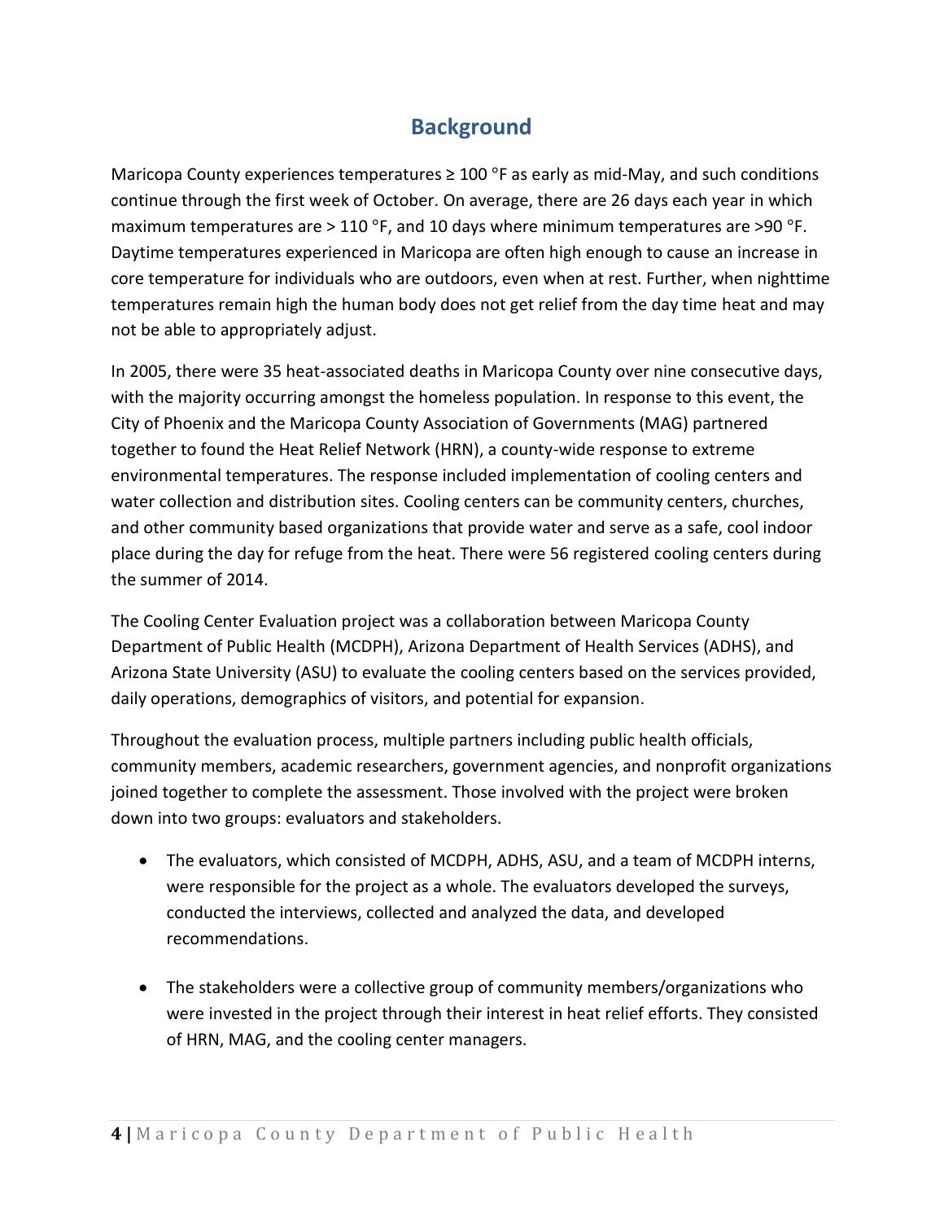# Background

Maricopa County experiences temperatures ≥ 100 °F as early as mid-May, and such conditions continue through the first week of October. On average, there are 26 days each year in which maximum temperatures are > 110 °F, and 10 days where minimum temperatures are >90 °F. Daytime temperatures experienced in Maricopa are often high enough to cause an increase in core temperature for individuals who are outdoors, even when at rest. Further, when nighttime temperatures remain high the human body does not get relief from the day time heat and may not be able to appropriately adjust.

In 2005, there were 35 heat-associated deaths in Maricopa County over nine consecutive days, with the majority occurring amongst the homeless population. In response to this event, the City of Phoenix and the Maricopa County Association of Governments (MAG) partnered together to found the Heat Relief Network (HRN), a county-wide response to extreme environmental temperatures. The response included implementation of cooling centers and water collection and distribution sites. Cooling centers can be community centers, churches, and other community based organizations that provide water and serve as a safe, cool indoor place during the day for refuge from the heat. There were 56 registered cooling centers during the summer of 2014.

The Cooling Center Evaluation project was a collaboration between Maricopa County Department of Public Health (MCDPH), Arizona Department of Health Services (ADHS), and Arizona State University (ASU) to evaluate the cooling centers based on the services provided, daily operations, demographics of visitors, and potential for expansion.

Throughout the evaluation process, multiple partners including public health officials, community members, academic researchers, government agencies, and nonprofit organizations joined together to complete the assessment. Those involved with the project were broken down into two groups: evaluators and stakeholders.

- The evaluators, which consisted of MCDPH, ADHS, ASU, and a team of MCDPH interns, were responsible for the project as a whole. The evaluators developed the surveys, conducted the interviews, collected and analyzed the data, and developed recommendations.

- The stakeholders were a collective group of community members/organizations who were invested in the project through their interest in heat relief efforts. They consisted of HRN, MAG, and the cooling center managers.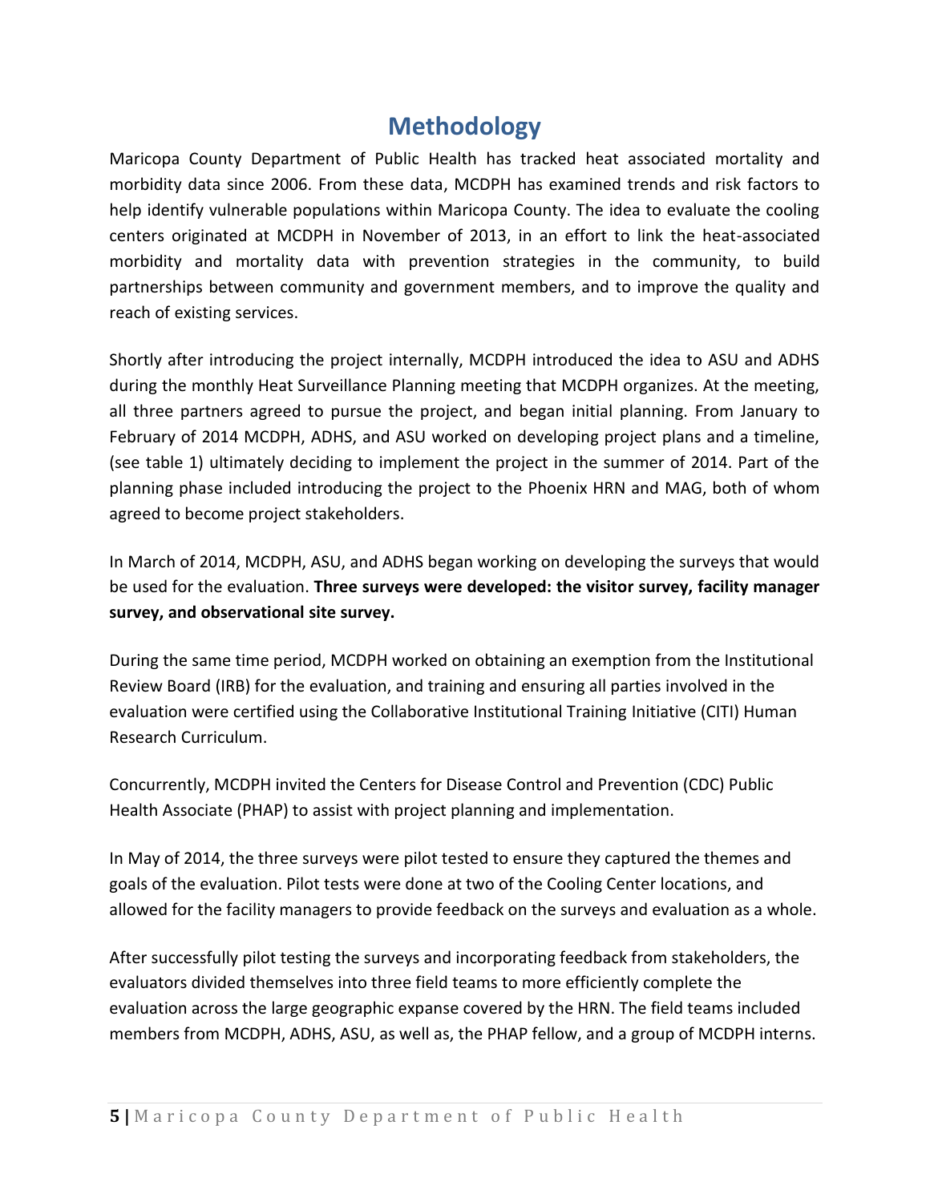# Methodology

Maricopa County Department of Public Health has tracked heat associated mortality and morbidity data since 2006. From these data, MCDPH has examined trends and risk factors to help identify vulnerable populations within Maricopa County. The idea to evaluate the cooling centers originated at MCDPH in November of 2013, in an effort to link the heat-associated morbidity and mortality data with prevention strategies in the community, to build partnerships between community and government members, and to improve the quality and reach of existing services.

Shortly after introducing the project internally, MCDPH introduced the idea to ASU and ADHS during the monthly Heat Surveillance Planning meeting that MCDPH organizes. At the meeting, all three partners agreed to pursue the project, and began initial planning. From January to February of 2014 MCDPH, ADHS, and ASU worked on developing project plans and a timeline, (see table 1) ultimately deciding to implement the project in the summer of 2014. Part of the planning phase included introducing the project to the Phoenix HRN and MAG, both of whom agreed to become project stakeholders.

In March of 2014, MCDPH, ASU, and ADHS began working on developing the surveys that would be used for the evaluation. **Three surveys were developed: the visitor survey, facility manager survey, and observational site survey.**

During the same time period, MCDPH worked on obtaining an exemption from the Institutional Review Board (IRB) for the evaluation, and training and ensuring all parties involved in the evaluation were certified using the Collaborative Institutional Training Initiative (CITI) Human Research Curriculum.

Concurrently, MCDPH invited the Centers for Disease Control and Prevention (CDC) Public Health Associate (PHAP) to assist with project planning and implementation.

In May of 2014, the three surveys were pilot tested to ensure they captured the themes and goals of the evaluation. Pilot tests were done at two of the Cooling Center locations, and allowed for the facility managers to provide feedback on the surveys and evaluation as a whole.

After successfully pilot testing the surveys and incorporating feedback from stakeholders, the evaluators divided themselves into three field teams to more efficiently complete the evaluation across the large geographic expanse covered by the HRN. The field teams included members from MCDPH, ADHS, ASU, as well as, the PHAP fellow, and a group of MCDPH interns.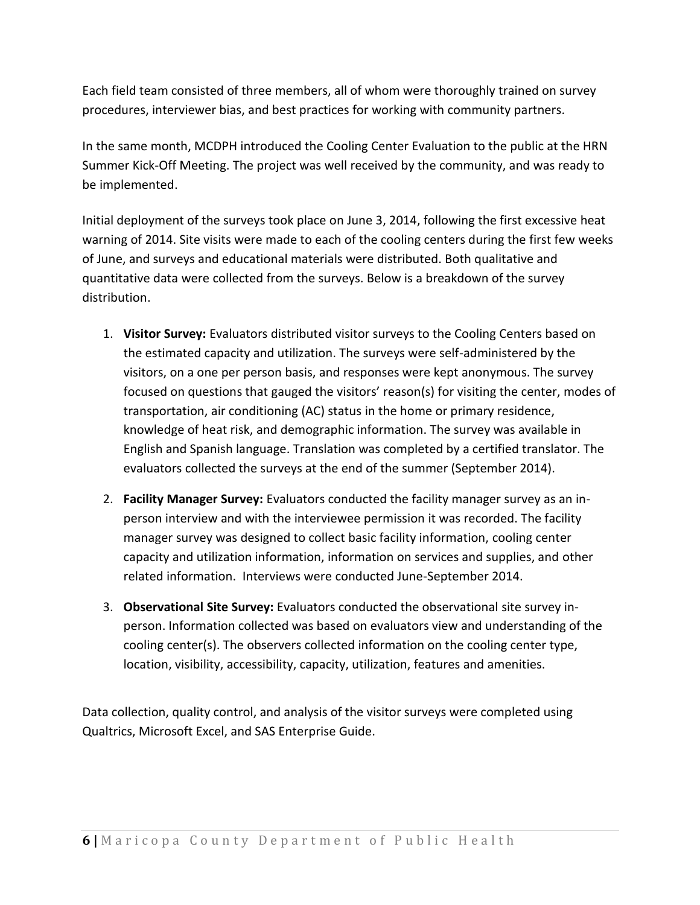Each field team consisted of three members, all of whom were thoroughly trained on survey procedures, interviewer bias, and best practices for working with community partners.

In the same month, MCDPH introduced the Cooling Center Evaluation to the public at the HRN Summer Kick-Off Meeting. The project was well received by the community, and was ready to be implemented.

Initial deployment of the surveys took place on June 3, 2014, following the first excessive heat warning of 2014. Site visits were made to each of the cooling centers during the first few weeks of June, and surveys and educational materials were distributed. Both qualitative and quantitative data were collected from the surveys. Below is a breakdown of the survey distribution.

1. **Visitor Survey:** Evaluators distributed visitor surveys to the Cooling Centers based on the estimated capacity and utilization. The surveys were self-administered by the visitors, on a one per person basis, and responses were kept anonymous. The survey focused on questions that gauged the visitors' reason(s) for visiting the center, modes of transportation, air conditioning (AC) status in the home or primary residence, knowledge of heat risk, and demographic information. The survey was available in English and Spanish language. Translation was completed by a certified translator. The evaluators collected the surveys at the end of the summer (September 2014).

2. **Facility Manager Survey:** Evaluators conducted the facility manager survey as an in-person interview and with the interviewee permission it was recorded. The facility manager survey was designed to collect basic facility information, cooling center capacity and utilization information, information on services and supplies, and other related information. Interviews were conducted June-September 2014.

3. **Observational Site Survey:** Evaluators conducted the observational site survey in-person. Information collected was based on evaluators view and understanding of the cooling center(s). The observers collected information on the cooling center type, location, visibility, accessibility, capacity, utilization, features and amenities.

Data collection, quality control, and analysis of the visitor surveys were completed using Qualtrics, Microsoft Excel, and SAS Enterprise Guide.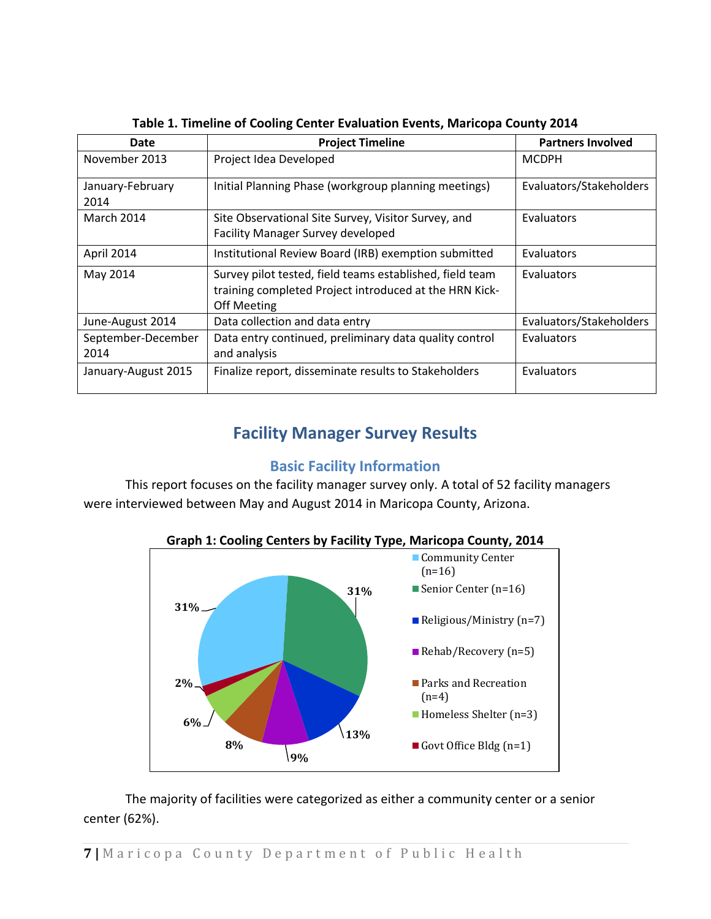**Table 1. Timeline of Cooling Center Evaluation Events, Maricopa County 2014**

| Date | Project Timeline | Partners Involved |
|---|---|---|
| November 2013 | Project Idea Developed | MCDPH |
| January-February 2014 | Initial Planning Phase (workgroup planning meetings) | Evaluators/Stakeholders |
| March 2014 | Site Observational Site Survey, Visitor Survey, and Facility Manager Survey developed | Evaluators |
| April 2014 | Institutional Review Board (IRB) exemption submitted | Evaluators |
| May 2014 | Survey pilot tested, field teams established, field team training completed Project introduced at the HRN Kick-Off Meeting | Evaluators |
| June-August 2014 | Data collection and data entry | Evaluators/Stakeholders |
| September-December 2014 | Data entry continued, preliminary data quality control and analysis | Evaluators |
| January-August 2015 | Finalize report, disseminate results to Stakeholders | Evaluators |

# Facility Manager Survey Results

## Basic Facility Information

This report focuses on the facility manager survey only. A total of 52 facility managers were interviewed between May and August 2014 in Maricopa County, Arizona.

**Graph 1: Cooling Centers by Facility Type, Maricopa County, 2014**

| Facility Type | Percent |
|---|---|
| Community Center (n=16) | 31% |
| Senior Center (n=16) | 31% |
| Religious/Ministry (n=7) | 13% |
| Rehab/Recovery (n=5) | 9% |
| Parks and Recreation (n=4) | 8% |
| Homeless Shelter (n=3) | 6% |
| Govt Office Bldg (n=1) | 2% |

The majority of facilities were categorized as either a community center or a senior center (62%).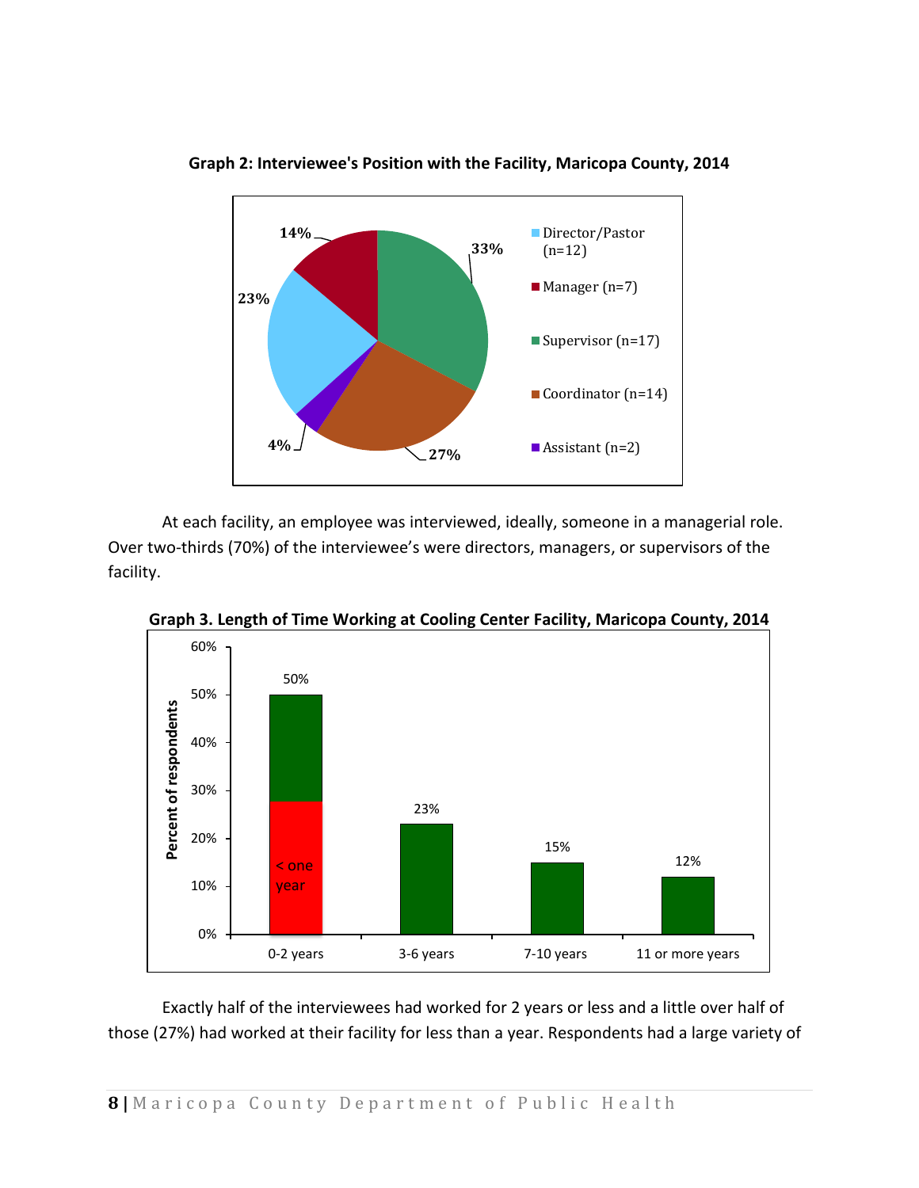**Graph 2: Interviewee's Position with the Facility, Maricopa County, 2014**

| Position | Percent |
|---|---|
| Director/Pastor (n=12) | 23% |
| Manager (n=7) | 14% |
| Supervisor (n=17) | 33% |
| Coordinator (n=14) | 27% |
| Assistant (n=2) | 4% |

At each facility, an employee was interviewed, ideally, someone in a managerial role. Over two-thirds (70%) of the interviewee's were directors, managers, or supervisors of the facility.

**Graph 3. Length of Time Working at Cooling Center Facility, Maricopa County, 2014**

| Length of time | Percent of respondents |
|---|---|
| 0-2 years | 50% (< one year: 27%) |
| 3-6 years | 23% |
| 7-10 years | 15% |
| 11 or more years | 12% |

Exactly half of the interviewees had worked for 2 years or less and a little over half of those (27%) had worked at their facility for less than a year. Respondents had a large variety of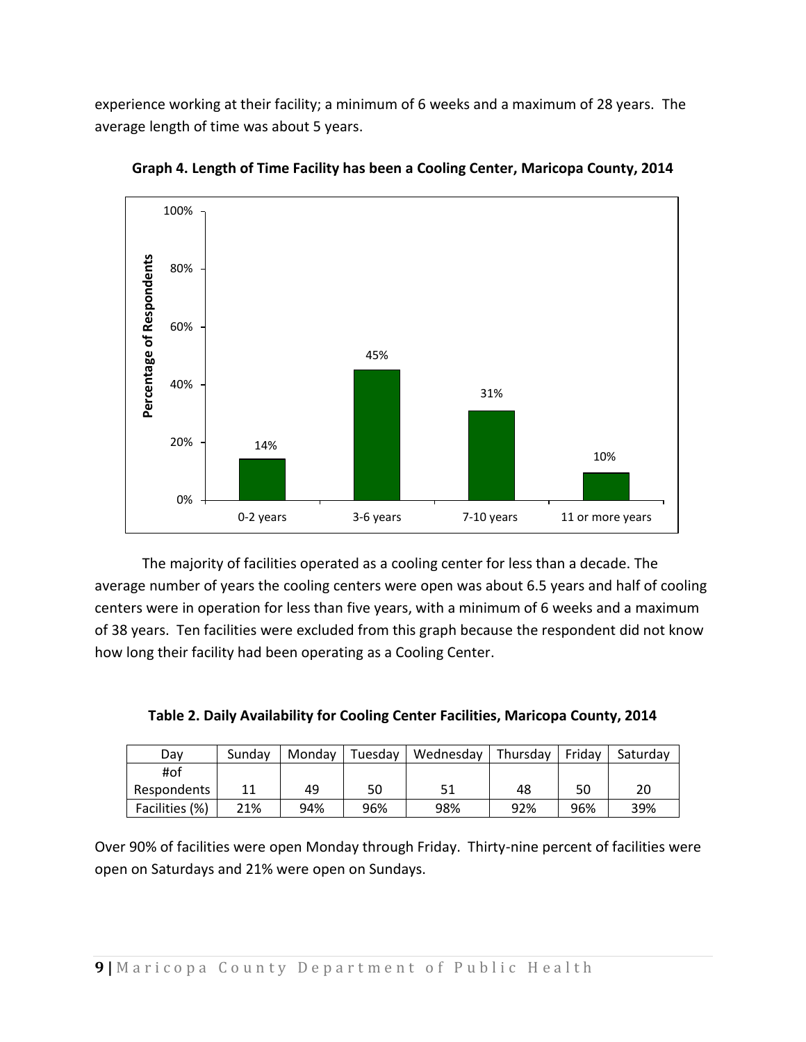experience working at their facility; a minimum of 6 weeks and a maximum of 28 years. The average length of time was about 5 years.

**Graph 4. Length of Time Facility has been a Cooling Center, Maricopa County, 2014**

| Length of Time | Percentage of Respondents |
|---|---|
| 0-2 years | 14% |
| 3-6 years | 45% |
| 7-10 years | 31% |
| 11 or more years | 10% |

The majority of facilities operated as a cooling center for less than a decade. The average number of years the cooling centers were open was about 6.5 years and half of cooling centers were in operation for less than five years, with a minimum of 6 weeks and a maximum of 38 years. Ten facilities were excluded from this graph because the respondent did not know how long their facility had been operating as a Cooling Center.

**Table 2. Daily Availability for Cooling Center Facilities, Maricopa County, 2014**

| Day | Sunday | Monday | Tuesday | Wednesday | Thursday | Friday | Saturday |
|---|---|---|---|---|---|---|---|
| #of Respondents | 11 | 49 | 50 | 51 | 48 | 50 | 20 |
| Facilities (%) | 21% | 94% | 96% | 98% | 92% | 96% | 39% |

Over 90% of facilities were open Monday through Friday. Thirty-nine percent of facilities were open on Saturdays and 21% were open on Sundays.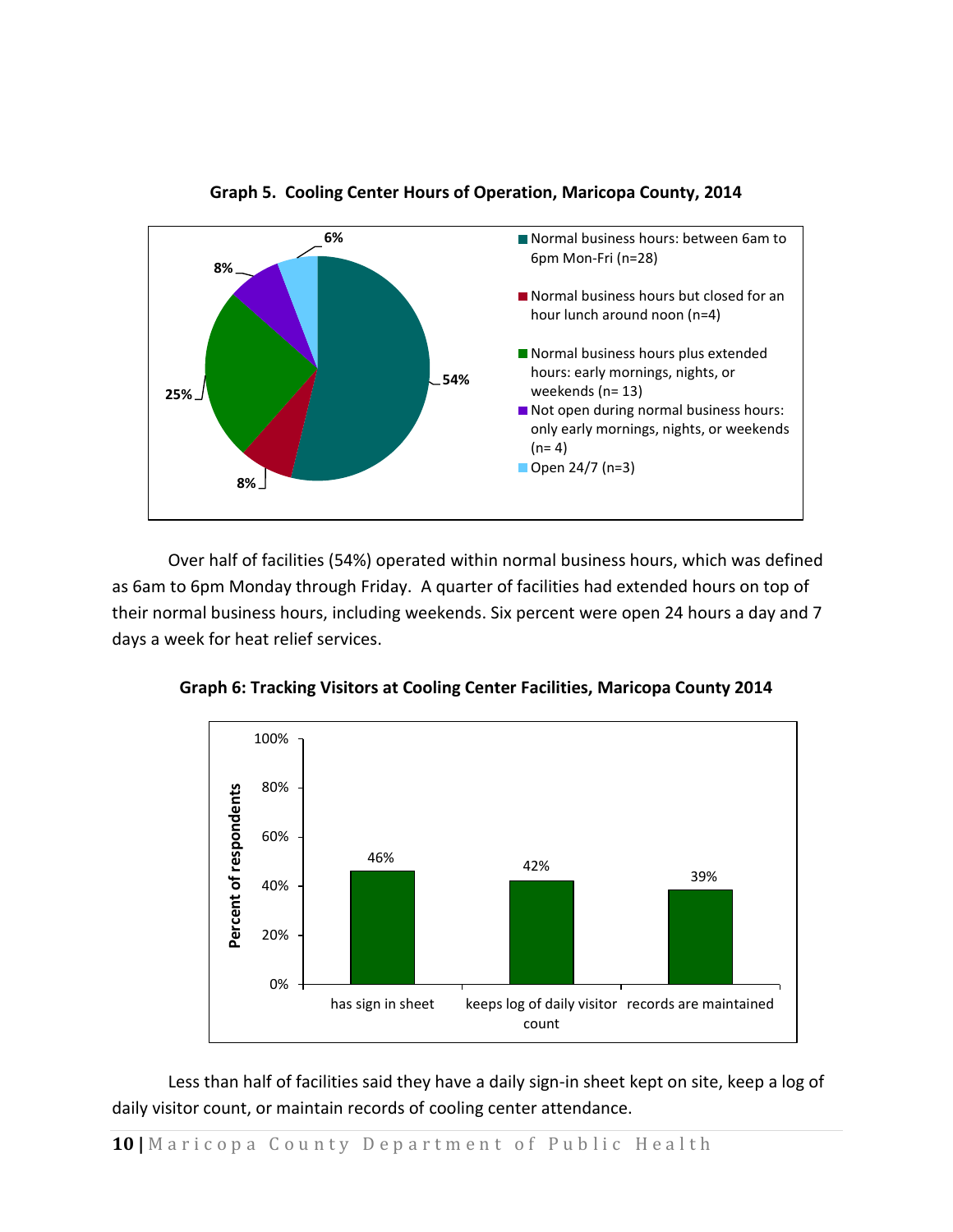**Graph 5. Cooling Center Hours of Operation, Maricopa County, 2014**

| Category | Percent |
|---|---|
| Normal business hours: between 6am to 6pm Mon-Fri (n=28) | 54% |
| Normal business hours but closed for an hour lunch around noon (n=4) | 8% |
| Normal business hours plus extended hours: early mornings, nights, or weekends (n= 13) | 25% |
| Not open during normal business hours: only early mornings, nights, or weekends (n= 4) | 8% |
| Open 24/7 (n=3) | 6% |

Over half of facilities (54%) operated within normal business hours, which was defined as 6am to 6pm Monday through Friday. A quarter of facilities had extended hours on top of their normal business hours, including weekends. Six percent were open 24 hours a day and 7 days a week for heat relief services.

**Graph 6: Tracking Visitors at Cooling Center Facilities, Maricopa County 2014**

| | Percent of respondents |
|---|---|
| has sign in sheet | 46% |
| keeps log of daily visitor count | 42% |
| records are maintained | 39% |

Less than half of facilities said they have a daily sign-in sheet kept on site, keep a log of daily visitor count, or maintain records of cooling center attendance.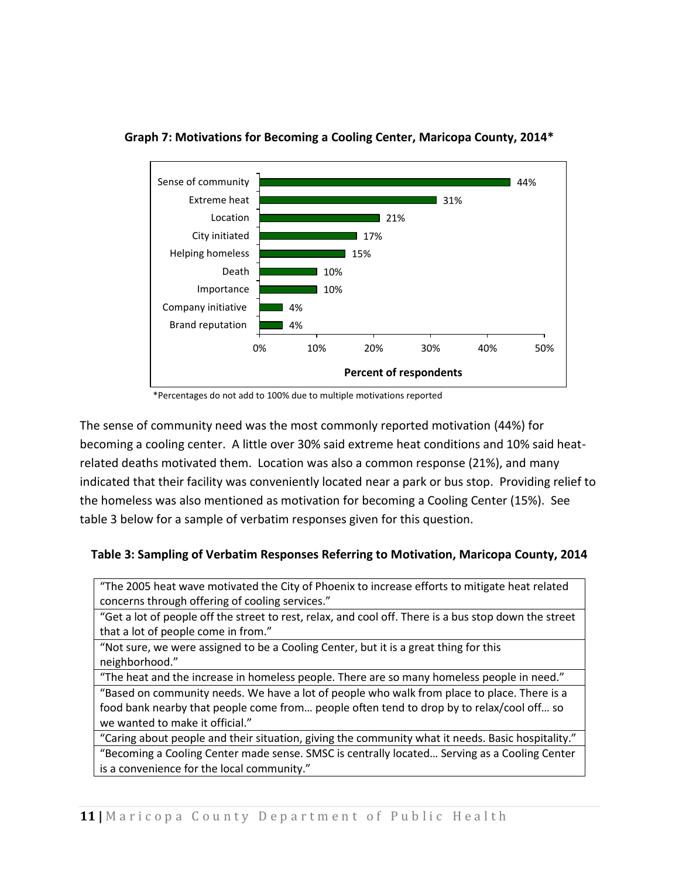**Graph 7: Motivations for Becoming a Cooling Center, Maricopa County, 2014***

| Motivation | Percent of respondents |
| --- | --- |
| Sense of community | 44% |
| Extreme heat | 31% |
| Location | 21% |
| City initiated | 17% |
| Helping homeless | 15% |
| Death | 10% |
| Importance | 10% |
| Company initiative | 4% |
| Brand reputation | 4% |

*Percentages do not add to 100% due to multiple motivations reported

The sense of community need was the most commonly reported motivation (44%) for becoming a cooling center. A little over 30% said extreme heat conditions and 10% said heat-related deaths motivated them. Location was also a common response (21%), and many indicated that their facility was conveniently located near a park or bus stop. Providing relief to the homeless was also mentioned as motivation for becoming a Cooling Center (15%). See table 3 below for a sample of verbatim responses given for this question.

**Table 3: Sampling of Verbatim Responses Referring to Motivation, Maricopa County, 2014**

| |
| --- |
| "The 2005 heat wave motivated the City of Phoenix to increase efforts to mitigate heat related concerns through offering of cooling services." |
| "Get a lot of people off the street to rest, relax, and cool off. There is a bus stop down the street that a lot of people come in from." |
| "Not sure, we were assigned to be a Cooling Center, but it is a great thing for this neighborhood." |
| "The heat and the increase in homeless people. There are so many homeless people in need." |
| "Based on community needs. We have a lot of people who walk from place to place. There is a food bank nearby that people come from… people often tend to drop by to relax/cool off… so we wanted to make it official." |
| "Caring about people and their situation, giving the community what it needs. Basic hospitality." |
| "Becoming a Cooling Center made sense. SMSC is centrally located… Serving as a Cooling Center is a convenience for the local community." |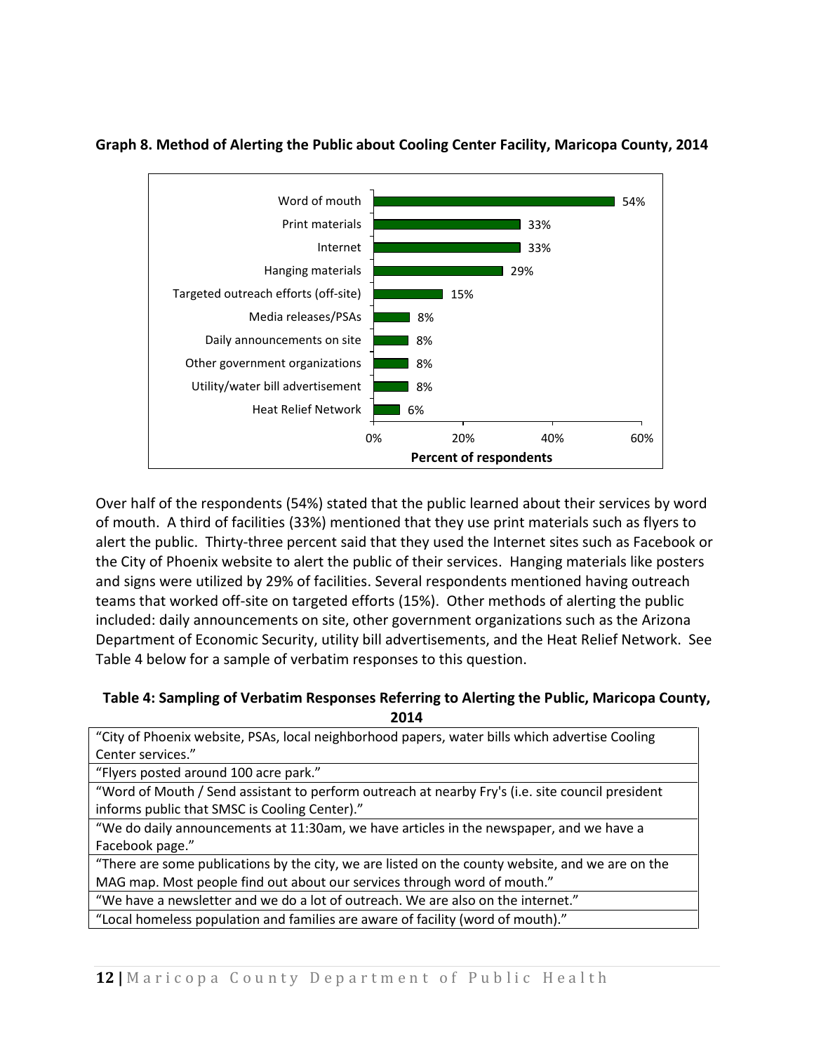**Graph 8. Method of Alerting the Public about Cooling Center Facility, Maricopa County, 2014**

| Method | Percent of respondents |
|---|---|
| Word of mouth | 54% |
| Print materials | 33% |
| Internet | 33% |
| Hanging materials | 29% |
| Targeted outreach efforts (off-site) | 15% |
| Media releases/PSAs | 8% |
| Daily announcements on site | 8% |
| Other government organizations | 8% |
| Utility/water bill advertisement | 8% |
| Heat Relief Network | 6% |

Over half of the respondents (54%) stated that the public learned about their services by word of mouth. A third of facilities (33%) mentioned that they use print materials such as flyers to alert the public. Thirty-three percent said that they used the Internet sites such as Facebook or the City of Phoenix website to alert the public of their services. Hanging materials like posters and signs were utilized by 29% of facilities. Several respondents mentioned having outreach teams that worked off-site on targeted efforts (15%). Other methods of alerting the public included: daily announcements on site, other government organizations such as the Arizona Department of Economic Security, utility bill advertisements, and the Heat Relief Network. See Table 4 below for a sample of verbatim responses to this question.

**Table 4: Sampling of Verbatim Responses Referring to Alerting the Public, Maricopa County, 2014**

| |
|---|
| "City of Phoenix website, PSAs, local neighborhood papers, water bills which advertise Cooling Center services." |
| "Flyers posted around 100 acre park." |
| "Word of Mouth / Send assistant to perform outreach at nearby Fry's (i.e. site council president informs public that SMSC is Cooling Center)." |
| "We do daily announcements at 11:30am, we have articles in the newspaper, and we have a Facebook page." |
| "There are some publications by the city, we are listed on the county website, and we are on the MAG map. Most people find out about our services through word of mouth." |
| "We have a newsletter and we do a lot of outreach. We are also on the internet." |
| "Local homeless population and families are aware of facility (word of mouth)." |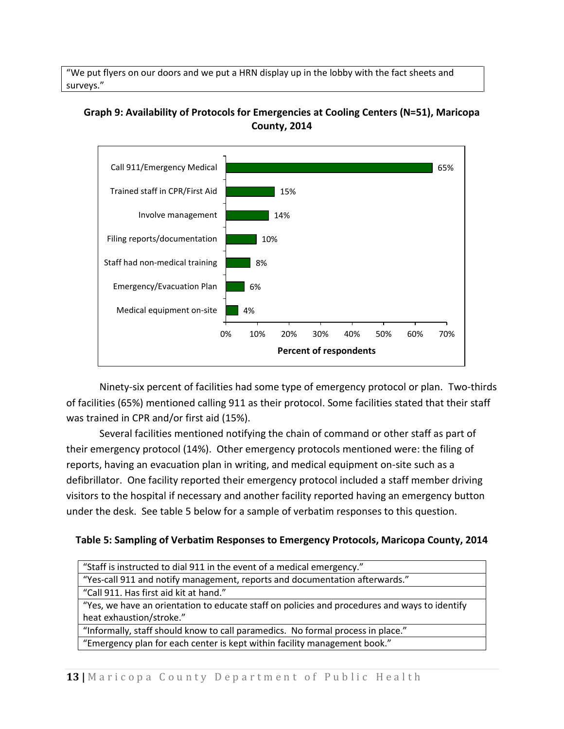| "We put flyers on our doors and we put a HRN display up in the lobby with the fact sheets and surveys." |
| --- |

**Graph 9: Availability of Protocols for Emergencies at Cooling Centers (N=51), Maricopa County, 2014**

| Protocol | Percent of respondents |
| --- | --- |
| Call 911/Emergency Medical | 65% |
| Trained staff in CPR/First Aid | 15% |
| Involve management | 14% |
| Filing reports/documentation | 10% |
| Staff had non-medical training | 8% |
| Emergency/Evacuation Plan | 6% |
| Medical equipment on-site | 4% |

Ninety-six percent of facilities had some type of emergency protocol or plan. Two-thirds of facilities (65%) mentioned calling 911 as their protocol. Some facilities stated that their staff was trained in CPR and/or first aid (15%).

Several facilities mentioned notifying the chain of command or other staff as part of their emergency protocol (14%). Other emergency protocols mentioned were: the filing of reports, having an evacuation plan in writing, and medical equipment on-site such as a defibrillator. One facility reported their emergency protocol included a staff member driving visitors to the hospital if necessary and another facility reported having an emergency button under the desk. See table 5 below for a sample of verbatim responses to this question.

**Table 5: Sampling of Verbatim Responses to Emergency Protocols, Maricopa County, 2014**

| "Staff is instructed to dial 911 in the event of a medical emergency." |
| --- |
| "Yes-call 911 and notify management, reports and documentation afterwards." |
| "Call 911. Has first aid kit at hand." |
| "Yes, we have an orientation to educate staff on policies and procedures and ways to identify heat exhaustion/stroke." |
| "Informally, staff should know to call paramedics. No formal process in place." |
| "Emergency plan for each center is kept within facility management book." |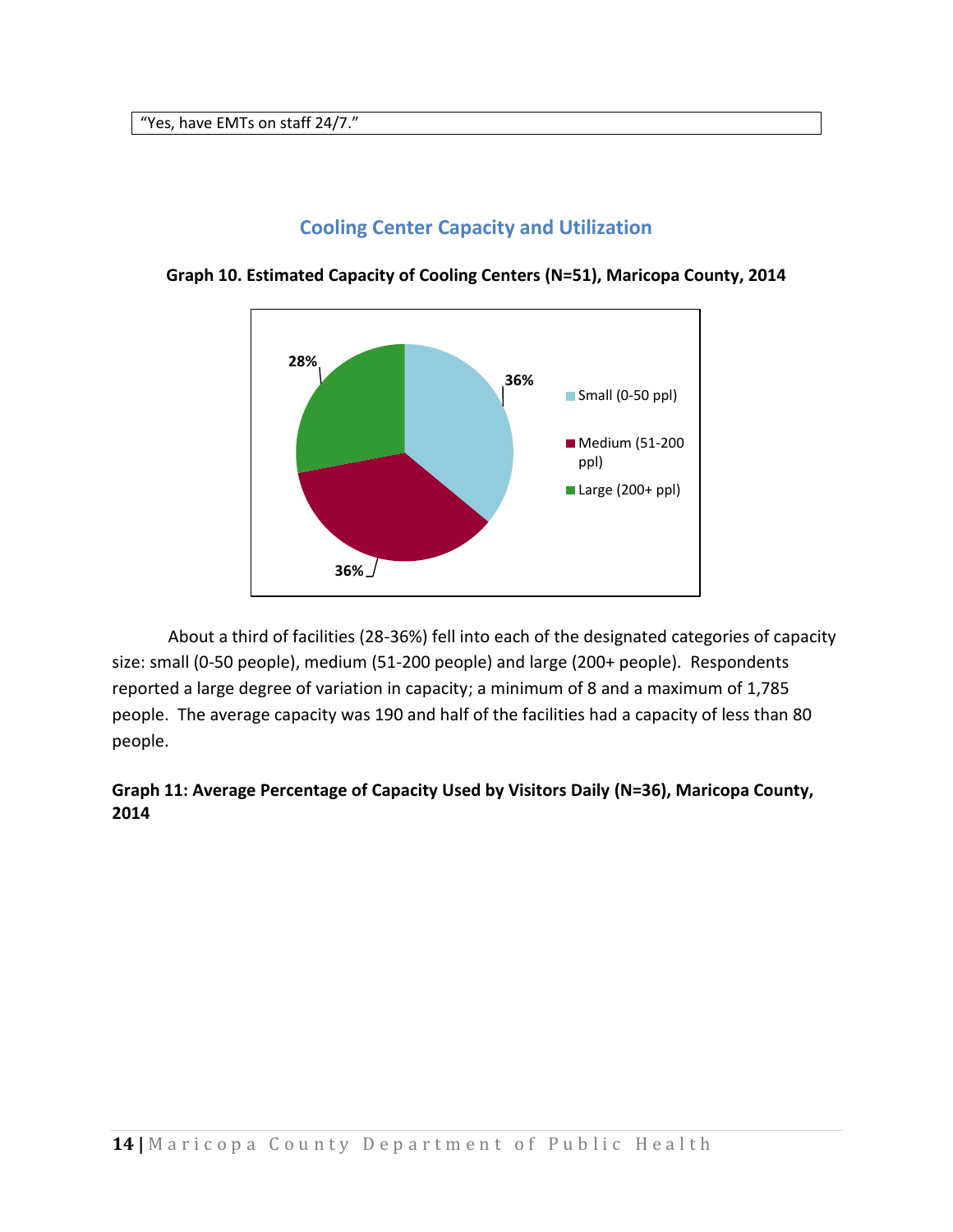| “Yes, have EMTs on staff 24/7.” |
|---|

## Cooling Center Capacity and Utilization

**Graph 10. Estimated Capacity of Cooling Centers (N=51), Maricopa County, 2014**

| Capacity | Percent |
|---|---|
| Small (0-50 ppl) | 36% |
| Medium (51-200 ppl) | 36% |
| Large (200+ ppl) | 28% |

About a third of facilities (28-36%) fell into each of the designated categories of capacity size: small (0-50 people), medium (51-200 people) and large (200+ people). Respondents reported a large degree of variation in capacity; a minimum of 8 and a maximum of 1,785 people. The average capacity was 190 and half of the facilities had a capacity of less than 80 people.

**Graph 11: Average Percentage of Capacity Used by Visitors Daily (N=36), Maricopa County, 2014**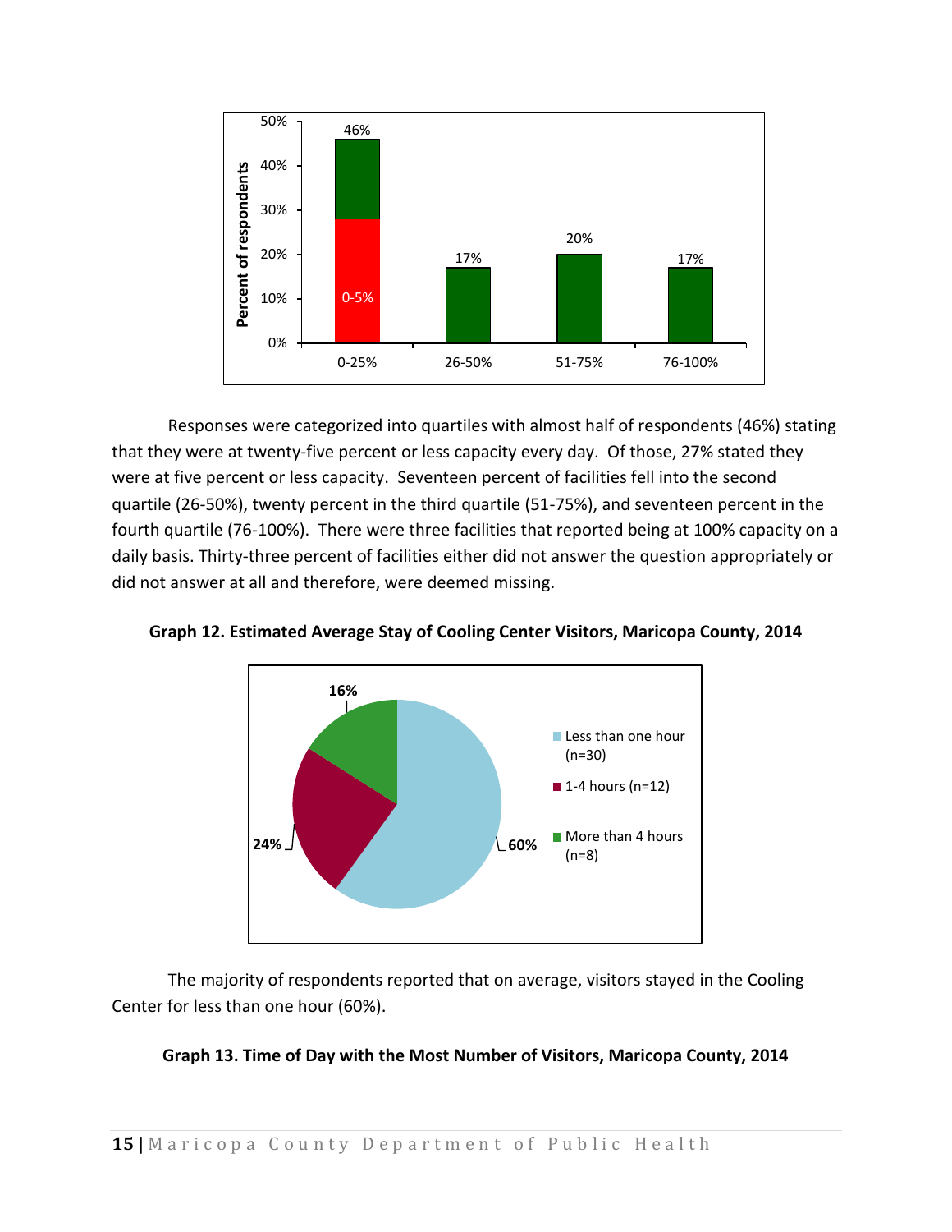Responses were categorized into quartiles with almost half of respondents (46%) stating that they were at twenty-five percent or less capacity every day. Of those, 27% stated they were at five percent or less capacity. Seventeen percent of facilities fell into the second quartile (26-50%), twenty percent in the third quartile (51-75%), and seventeen percent in the fourth quartile (76-100%). There were three facilities that reported being at 100% capacity on a daily basis. Thirty-three percent of facilities either did not answer the question appropriately or did not answer at all and therefore, were deemed missing.

**Graph 12. Estimated Average Stay of Cooling Center Visitors, Maricopa County, 2014**

The majority of respondents reported that on average, visitors stayed in the Cooling Center for less than one hour (60%).

**Graph 13. Time of Day with the Most Number of Visitors, Maricopa County, 2014**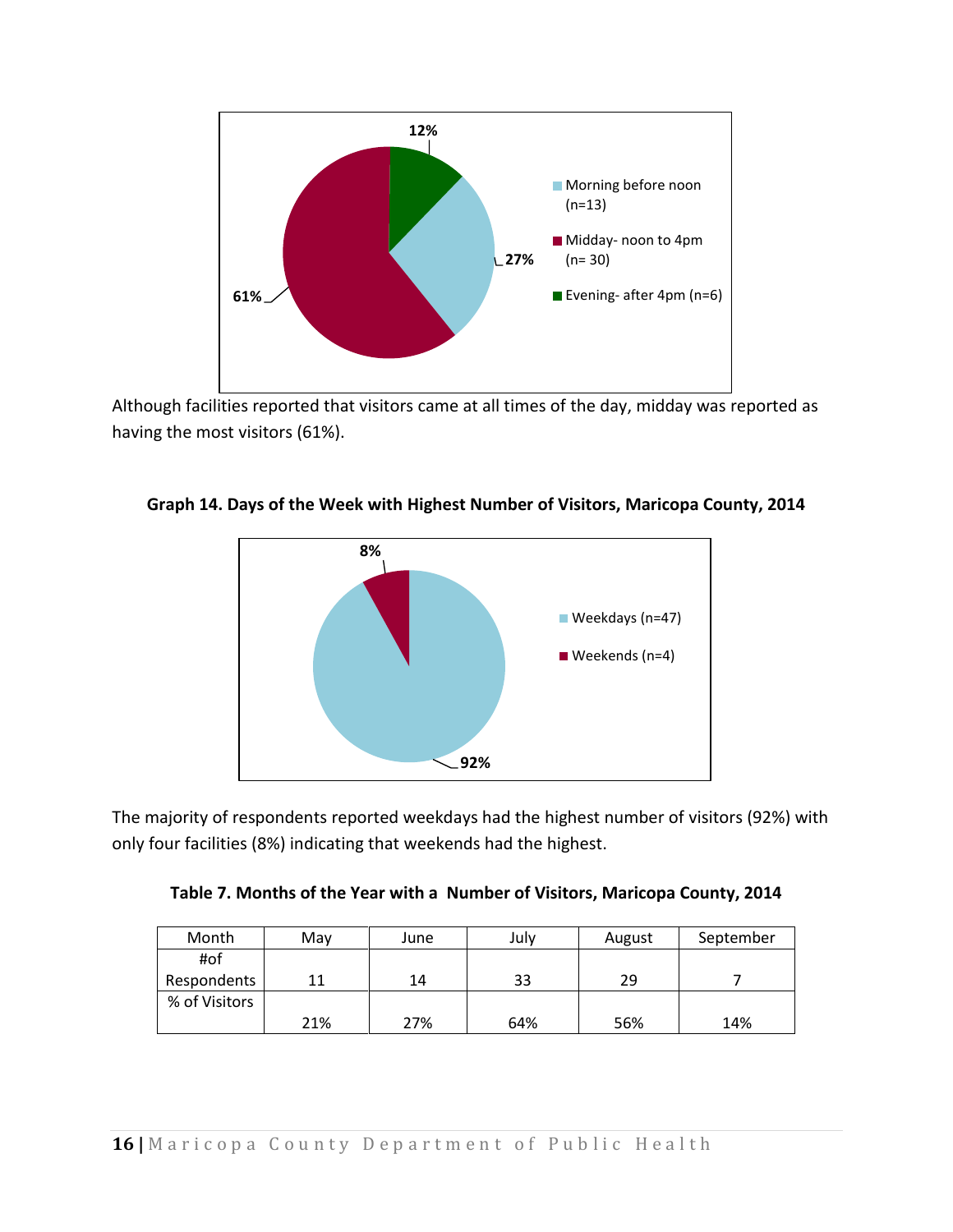12%

27%

61%

Morning before noon (n=13)

Midday- noon to 4pm (n= 30)

Evening- after 4pm (n=6)

Although facilities reported that visitors came at all times of the day, midday was reported as having the most visitors (61%).

**Graph 14. Days of the Week with Highest Number of Visitors, Maricopa County, 2014**

8%

92%

Weekdays (n=47)

Weekends (n=4)

The majority of respondents reported weekdays had the highest number of visitors (92%) with only four facilities (8%) indicating that weekends had the highest.

**Table 7. Months of the Year with a Number of Visitors, Maricopa County, 2014**

| Month | May | June | July | August | September |
|---|---|---|---|---|---|
| #of Respondents | 11 | 14 | 33 | 29 | 7 |
| % of Visitors | 21% | 27% | 64% | 56% | 14% |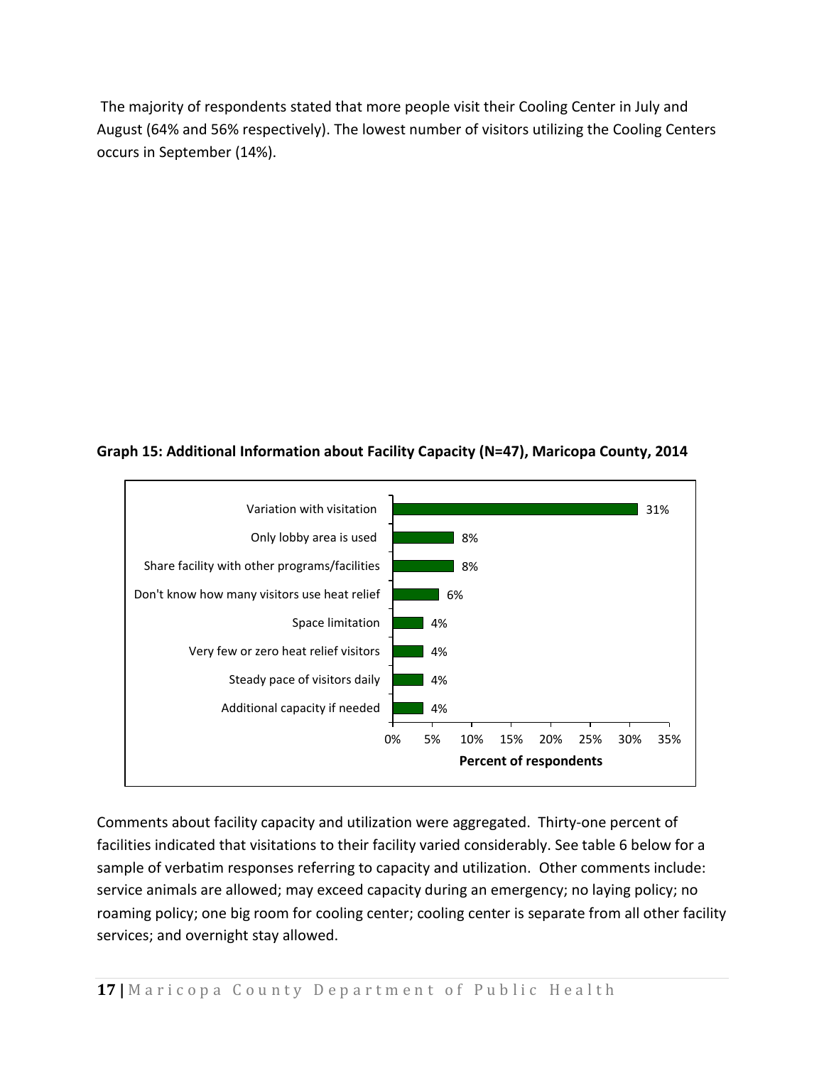The majority of respondents stated that more people visit their Cooling Center in July and August (64% and 56% respectively). The lowest number of visitors utilizing the Cooling Centers occurs in September (14%).

**Graph 15: Additional Information about Facility Capacity (N=47), Maricopa County, 2014**

| Response | Percent of respondents |
| --- | --- |
| Variation with visitation | 31% |
| Only lobby area is used | 8% |
| Share facility with other programs/facilities | 8% |
| Don't know how many visitors use heat relief | 6% |
| Space limitation | 4% |
| Very few or zero heat relief visitors | 4% |
| Steady pace of visitors daily | 4% |
| Additional capacity if needed | 4% |

Comments about facility capacity and utilization were aggregated. Thirty-one percent of facilities indicated that visitations to their facility varied considerably. See table 6 below for a sample of verbatim responses referring to capacity and utilization. Other comments include: service animals are allowed; may exceed capacity during an emergency; no laying policy; no roaming policy; one big room for cooling center; cooling center is separate from all other facility services; and overnight stay allowed.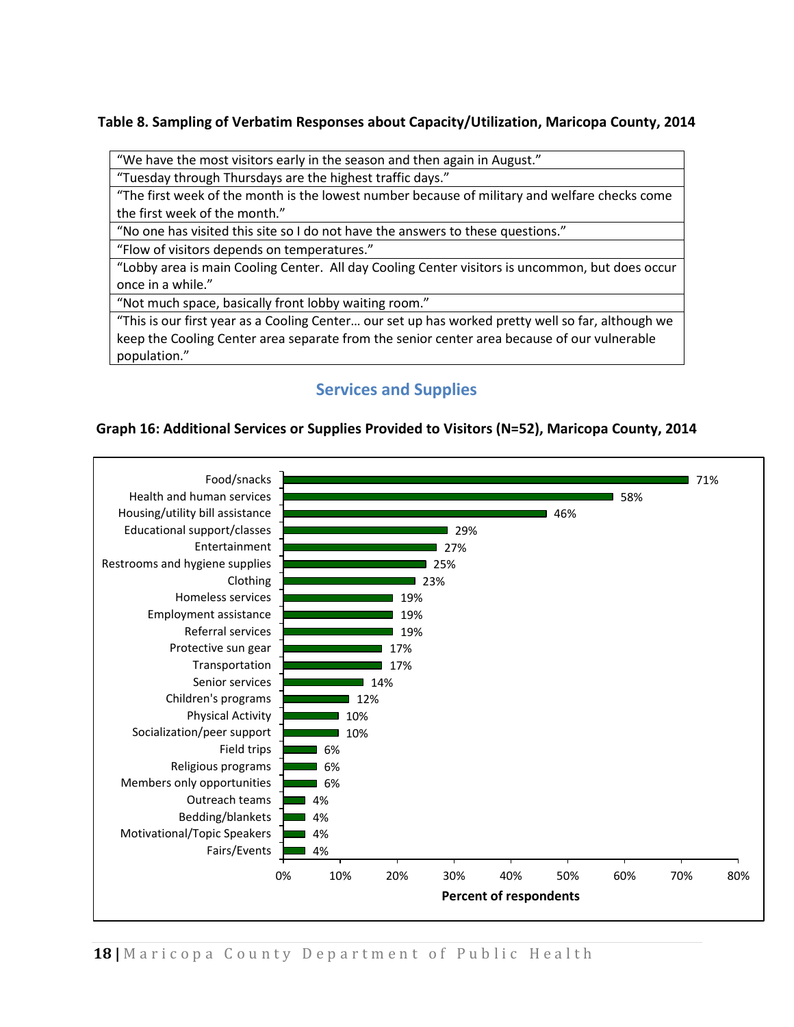**Table 8. Sampling of Verbatim Responses about Capacity/Utilization, Maricopa County, 2014**

| |
|---|
| "We have the most visitors early in the season and then again in August." |
| "Tuesday through Thursdays are the highest traffic days." |
| "The first week of the month is the lowest number because of military and welfare checks come the first week of the month." |
| "No one has visited this site so I do not have the answers to these questions." |
| "Flow of visitors depends on temperatures." |
| "Lobby area is main Cooling Center. All day Cooling Center visitors is uncommon, but does occur once in a while." |
| "Not much space, basically front lobby waiting room." |
| "This is our first year as a Cooling Center… our set up has worked pretty well so far, although we keep the Cooling Center area separate from the senior center area because of our vulnerable population." |

## Services and Supplies

**Graph 16: Additional Services or Supplies Provided to Visitors (N=52), Maricopa County, 2014**

| Service/Supply | Percent of respondents |
|---|---|
| Food/snacks | 71% |
| Health and human services | 58% |
| Housing/utility bill assistance | 46% |
| Educational support/classes | 29% |
| Entertainment | 27% |
| Restrooms and hygiene supplies | 25% |
| Clothing | 23% |
| Homeless services | 19% |
| Employment assistance | 19% |
| Referral services | 19% |
| Protective sun gear | 17% |
| Transportation | 17% |
| Senior services | 14% |
| Children's programs | 12% |
| Physical Activity | 10% |
| Socialization/peer support | 10% |
| Field trips | 6% |
| Religious programs | 6% |
| Members only opportunities | 6% |
| Outreach teams | 4% |
| Bedding/blankets | 4% |
| Motivational/Topic Speakers | 4% |
| Fairs/Events | 4% |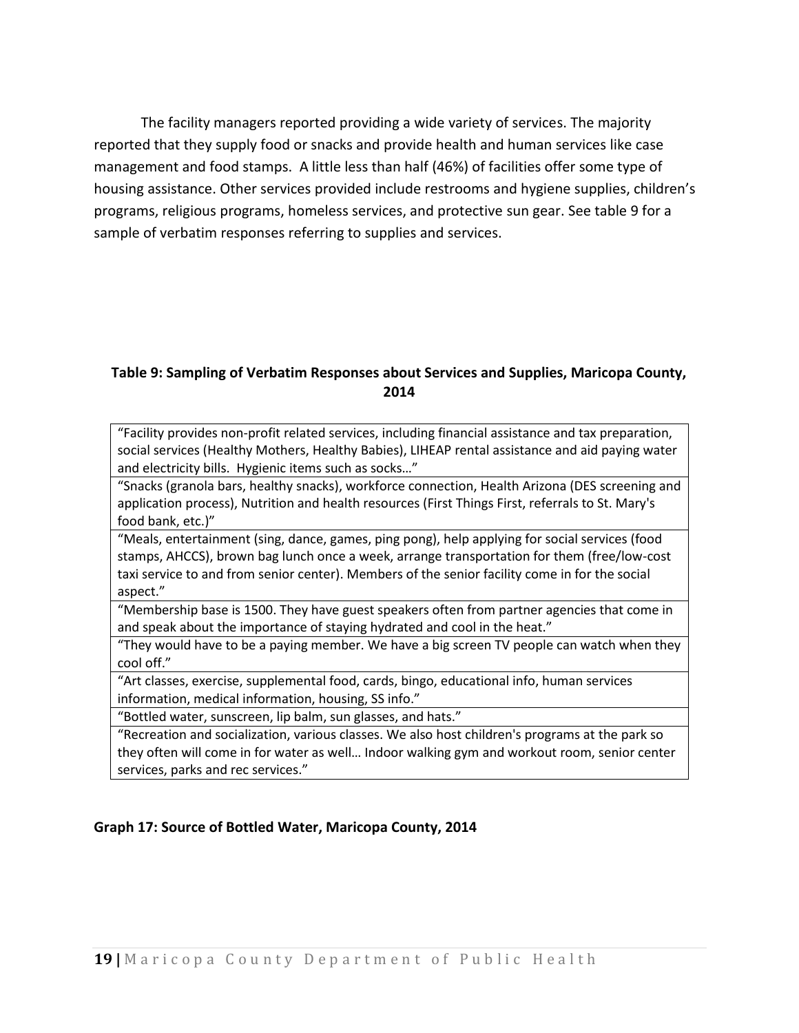The facility managers reported providing a wide variety of services. The majority reported that they supply food or snacks and provide health and human services like case management and food stamps. A little less than half (46%) of facilities offer some type of housing assistance. Other services provided include restrooms and hygiene supplies, children's programs, religious programs, homeless services, and protective sun gear. See table 9 for a sample of verbatim responses referring to supplies and services.

**Table 9: Sampling of Verbatim Responses about Services and Supplies, Maricopa County, 2014**

| |
|---|
| "Facility provides non-profit related services, including financial assistance and tax preparation, social services (Healthy Mothers, Healthy Babies), LIHEAP rental assistance and aid paying water and electricity bills. Hygienic items such as socks…" |
| "Snacks (granola bars, healthy snacks), workforce connection, Health Arizona (DES screening and application process), Nutrition and health resources (First Things First, referrals to St. Mary's food bank, etc.)" |
| "Meals, entertainment (sing, dance, games, ping pong), help applying for social services (food stamps, AHCCS), brown bag lunch once a week, arrange transportation for them (free/low-cost taxi service to and from senior center). Members of the senior facility come in for the social aspect." |
| "Membership base is 1500. They have guest speakers often from partner agencies that come in and speak about the importance of staying hydrated and cool in the heat." |
| "They would have to be a paying member. We have a big screen TV people can watch when they cool off." |
| "Art classes, exercise, supplemental food, cards, bingo, educational info, human services information, medical information, housing, SS info." |
| "Bottled water, sunscreen, lip balm, sun glasses, and hats." |
| "Recreation and socialization, various classes. We also host children's programs at the park so they often will come in for water as well… Indoor walking gym and workout room, senior center services, parks and rec services." |

**Graph 17: Source of Bottled Water, Maricopa County, 2014**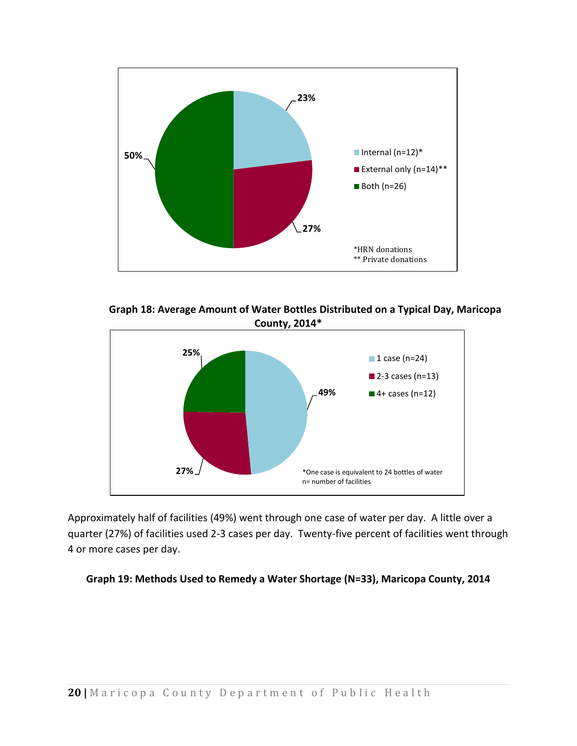23%

50%

27%

- Internal (n=12)*
- External only (n=14)**
- Both (n=26)

*HRN donations
** Private donations

**Graph 18: Average Amount of Water Bottles Distributed on a Typical Day, Maricopa County, 2014***

25%

49%

27%

- 1 case (n=24)
- 2-3 cases (n=13)
- 4+ cases (n=12)

*One case is equivalent to 24 bottles of water
n= number of facilities

Approximately half of facilities (49%) went through one case of water per day. A little over a quarter (27%) of facilities used 2-3 cases per day. Twenty-five percent of facilities went through 4 or more cases per day.

**Graph 19: Methods Used to Remedy a Water Shortage (N=33), Maricopa County, 2014**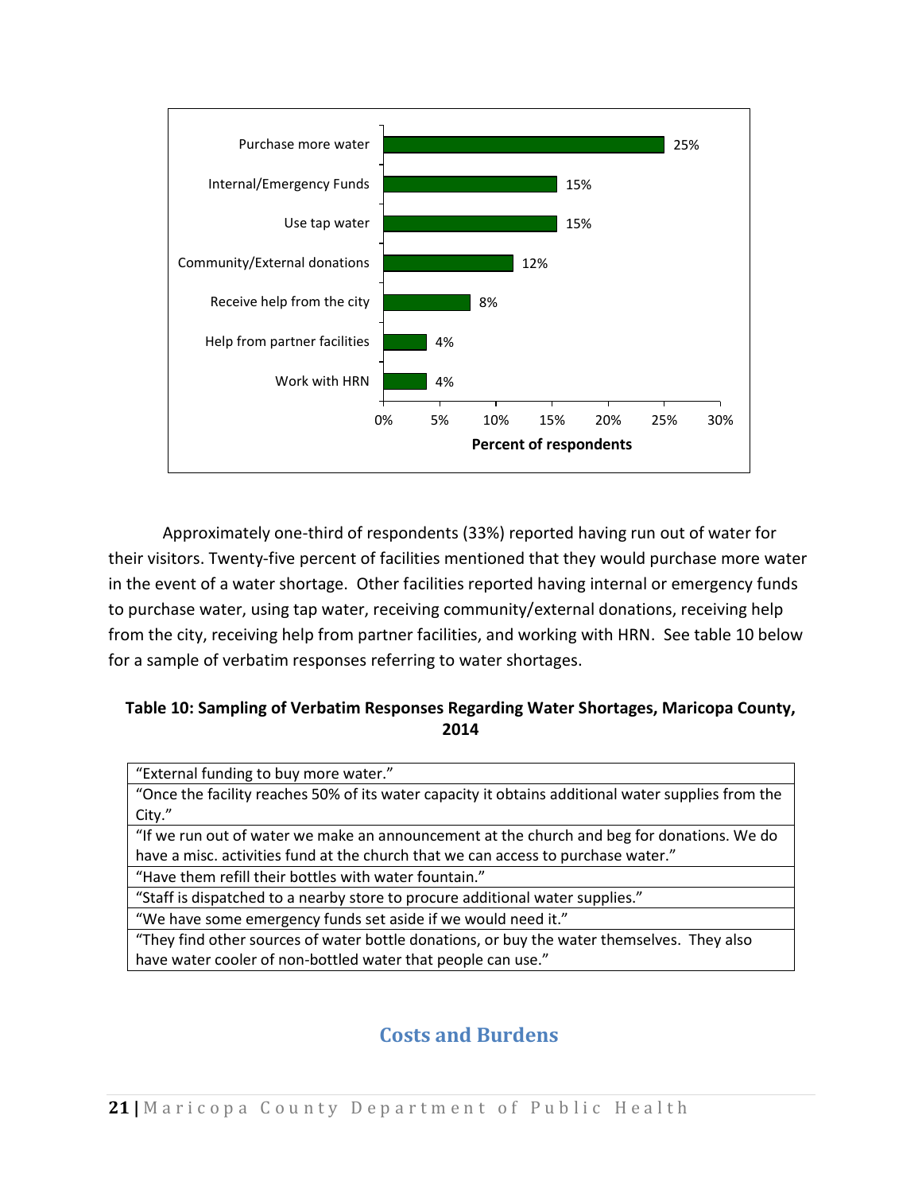| Response | Percent of respondents |
|---|---|
| Purchase more water | 25% |
| Internal/Emergency Funds | 15% |
| Use tap water | 15% |
| Community/External donations | 12% |
| Receive help from the city | 8% |
| Help from partner facilities | 4% |
| Work with HRN | 4% |

Approximately one-third of respondents (33%) reported having run out of water for their visitors. Twenty-five percent of facilities mentioned that they would purchase more water in the event of a water shortage. Other facilities reported having internal or emergency funds to purchase water, using tap water, receiving community/external donations, receiving help from the city, receiving help from partner facilities, and working with HRN. See table 10 below for a sample of verbatim responses referring to water shortages.

**Table 10: Sampling of Verbatim Responses Regarding Water Shortages, Maricopa County, 2014**

| |
|---|
| "External funding to buy more water." |
| "Once the facility reaches 50% of its water capacity it obtains additional water supplies from the City." |
| "If we run out of water we make an announcement at the church and beg for donations. We do have a misc. activities fund at the church that we can access to purchase water." |
| "Have them refill their bottles with water fountain." |
| "Staff is dispatched to a nearby store to procure additional water supplies." |
| "We have some emergency funds set aside if we would need it." |
| "They find other sources of water bottle donations, or buy the water themselves. They also have water cooler of non-bottled water that people can use." |

## Costs and Burdens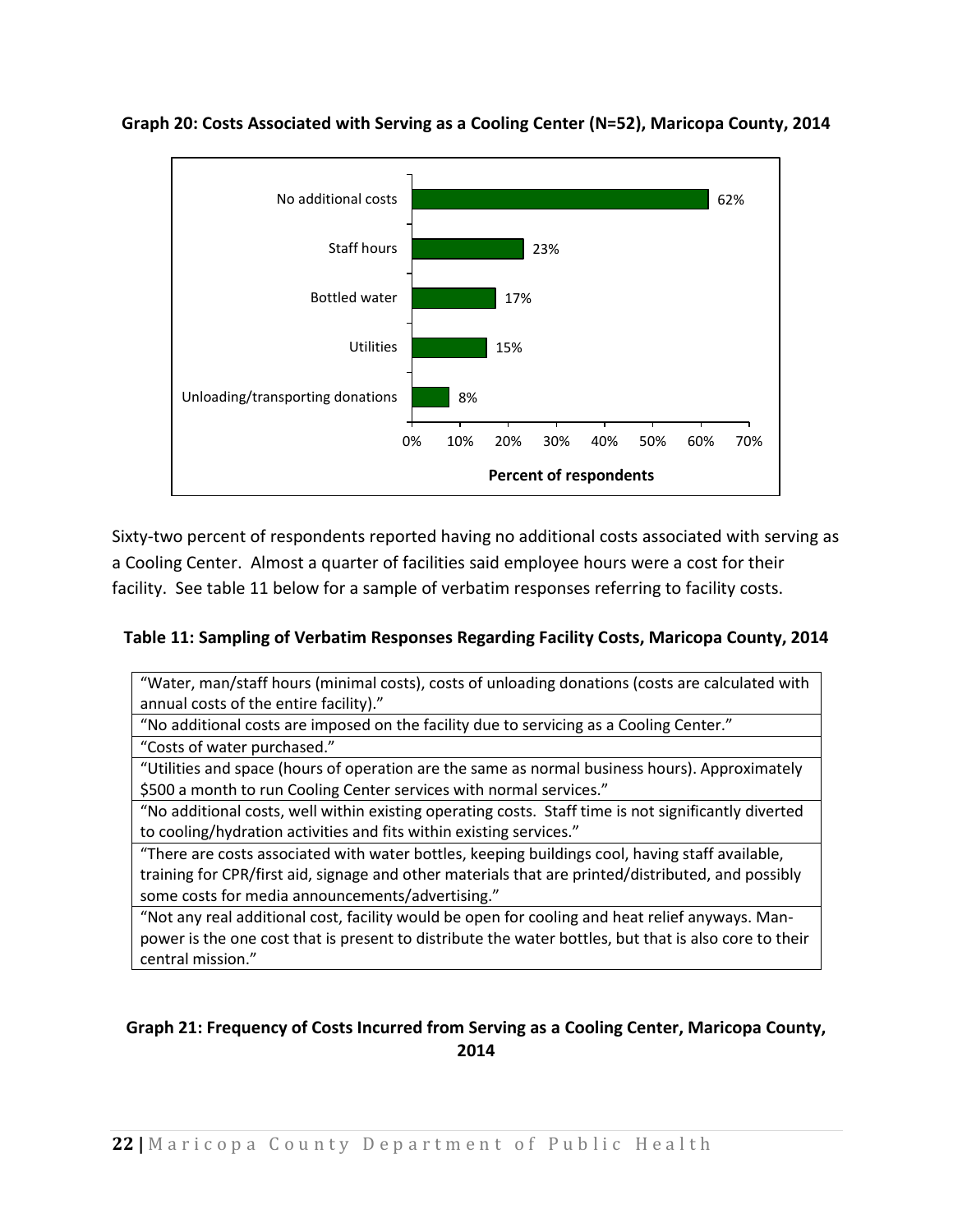**Graph 20: Costs Associated with Serving as a Cooling Center (N=52), Maricopa County, 2014**

| Cost | Percent of respondents |
|---|---|
| No additional costs | 62% |
| Staff hours | 23% |
| Bottled water | 17% |
| Utilities | 15% |
| Unloading/transporting donations | 8% |

Sixty-two percent of respondents reported having no additional costs associated with serving as a Cooling Center. Almost a quarter of facilities said employee hours were a cost for their facility. See table 11 below for a sample of verbatim responses referring to facility costs.

**Table 11: Sampling of Verbatim Responses Regarding Facility Costs, Maricopa County, 2014**

| |
|---|
| "Water, man/staff hours (minimal costs), costs of unloading donations (costs are calculated with annual costs of the entire facility)." |
| "No additional costs are imposed on the facility due to servicing as a Cooling Center." |
| "Costs of water purchased." |
| "Utilities and space (hours of operation are the same as normal business hours). Approximately $500 a month to run Cooling Center services with normal services." |
| "No additional costs, well within existing operating costs. Staff time is not significantly diverted to cooling/hydration activities and fits within existing services." |
| "There are costs associated with water bottles, keeping buildings cool, having staff available, training for CPR/first aid, signage and other materials that are printed/distributed, and possibly some costs for media announcements/advertising." |
| "Not any real additional cost, facility would be open for cooling and heat relief anyways. Man-power is the one cost that is present to distribute the water bottles, but that is also core to their central mission." |

**Graph 21: Frequency of Costs Incurred from Serving as a Cooling Center, Maricopa County, 2014**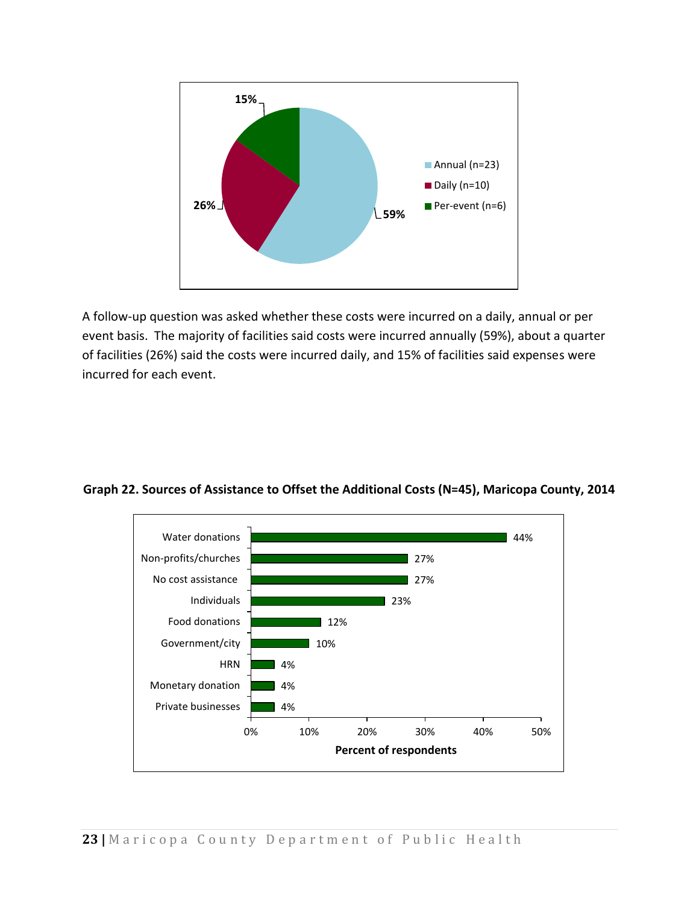15%

26%

59%

- Annual (n=23)
- Daily (n=10)
- Per-event (n=6)

A follow-up question was asked whether these costs were incurred on a daily, annual or per event basis. The majority of facilities said costs were incurred annually (59%), about a quarter of facilities (26%) said the costs were incurred daily, and 15% of facilities said expenses were incurred for each event.

**Graph 22. Sources of Assistance to Offset the Additional Costs (N=45), Maricopa County, 2014**

| Source | Percent of respondents |
|---|---|
| Water donations | 44% |
| Non-profits/churches | 27% |
| No cost assistance | 27% |
| Individuals | 23% |
| Food donations | 12% |
| Government/city | 10% |
| HRN | 4% |
| Monetary donation | 4% |
| Private businesses | 4% |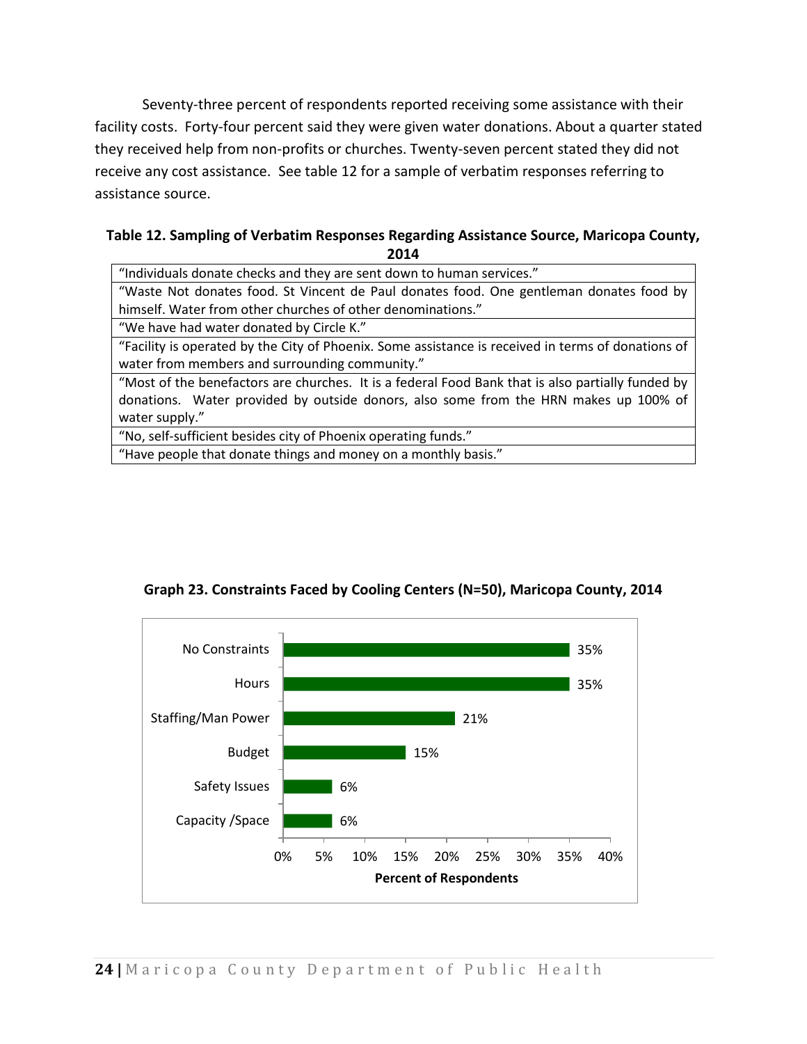Seventy-three percent of respondents reported receiving some assistance with their facility costs. Forty-four percent said they were given water donations. About a quarter stated they received help from non-profits or churches. Twenty-seven percent stated they did not receive any cost assistance. See table 12 for a sample of verbatim responses referring to assistance source.

**Table 12. Sampling of Verbatim Responses Regarding Assistance Source, Maricopa County, 2014**

| |
|---|
| "Individuals donate checks and they are sent down to human services." |
| "Waste Not donates food. St Vincent de Paul donates food. One gentleman donates food by himself. Water from other churches of other denominations." |
| "We have had water donated by Circle K." |
| "Facility is operated by the City of Phoenix. Some assistance is received in terms of donations of water from members and surrounding community." |
| "Most of the benefactors are churches. It is a federal Food Bank that is also partially funded by donations. Water provided by outside donors, also some from the HRN makes up 100% of water supply." |
| "No, self-sufficient besides city of Phoenix operating funds." |
| "Have people that donate things and money on a monthly basis." |

**Graph 23. Constraints Faced by Cooling Centers (N=50), Maricopa County, 2014**

| Constraint | Percent of Respondents |
|---|---|
| No Constraints | 35% |
| Hours | 35% |
| Staffing/Man Power | 21% |
| Budget | 15% |
| Safety Issues | 6% |
| Capacity /Space | 6% |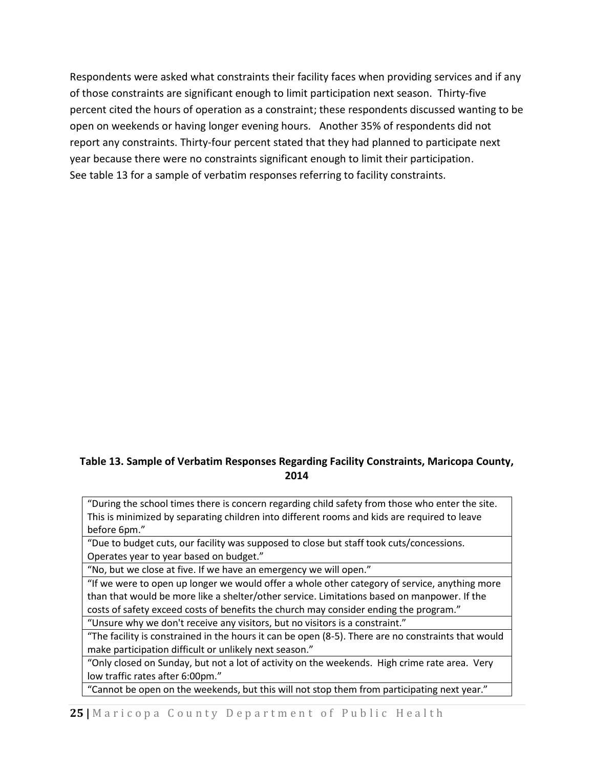Respondents were asked what constraints their facility faces when providing services and if any of those constraints are significant enough to limit participation next season. Thirty-five percent cited the hours of operation as a constraint; these respondents discussed wanting to be open on weekends or having longer evening hours. Another 35% of respondents did not report any constraints. Thirty-four percent stated that they had planned to participate next year because there were no constraints significant enough to limit their participation. See table 13 for a sample of verbatim responses referring to facility constraints.

**Table 13. Sample of Verbatim Responses Regarding Facility Constraints, Maricopa County, 2014**

| |
|---|
| "During the school times there is concern regarding child safety from those who enter the site. This is minimized by separating children into different rooms and kids are required to leave before 6pm." |
| "Due to budget cuts, our facility was supposed to close but staff took cuts/concessions. Operates year to year based on budget." |
| "No, but we close at five. If we have an emergency we will open." |
| "If we were to open up longer we would offer a whole other category of service, anything more than that would be more like a shelter/other service. Limitations based on manpower. If the costs of safety exceed costs of benefits the church may consider ending the program." |
| "Unsure why we don't receive any visitors, but no visitors is a constraint." |
| "The facility is constrained in the hours it can be open (8-5). There are no constraints that would make participation difficult or unlikely next season." |
| "Only closed on Sunday, but not a lot of activity on the weekends. High crime rate area. Very low traffic rates after 6:00pm." |
| "Cannot be open on the weekends, but this will not stop them from participating next year." |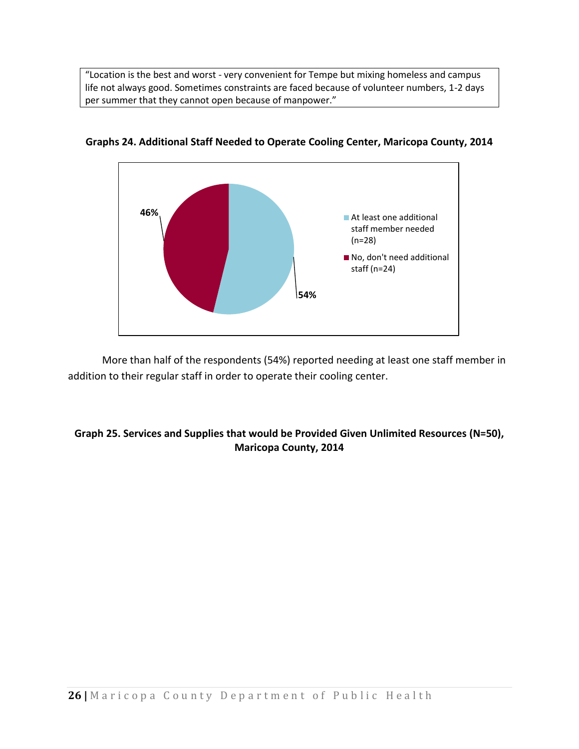“Location is the best and worst - very convenient for Tempe but mixing homeless and campus life not always good. Sometimes constraints are faced because of volunteer numbers, 1-2 days per summer that they cannot open because of manpower.”

**Graphs 24. Additional Staff Needed to Operate Cooling Center, Maricopa County, 2014**

| Response | Percent |
|---|---|
| At least one additional staff member needed (n=28) | 54% |
| No, don't need additional staff (n=24) | 46% |

More than half of the respondents (54%) reported needing at least one staff member in addition to their regular staff in order to operate their cooling center.

**Graph 25. Services and Supplies that would be Provided Given Unlimited Resources (N=50), Maricopa County, 2014**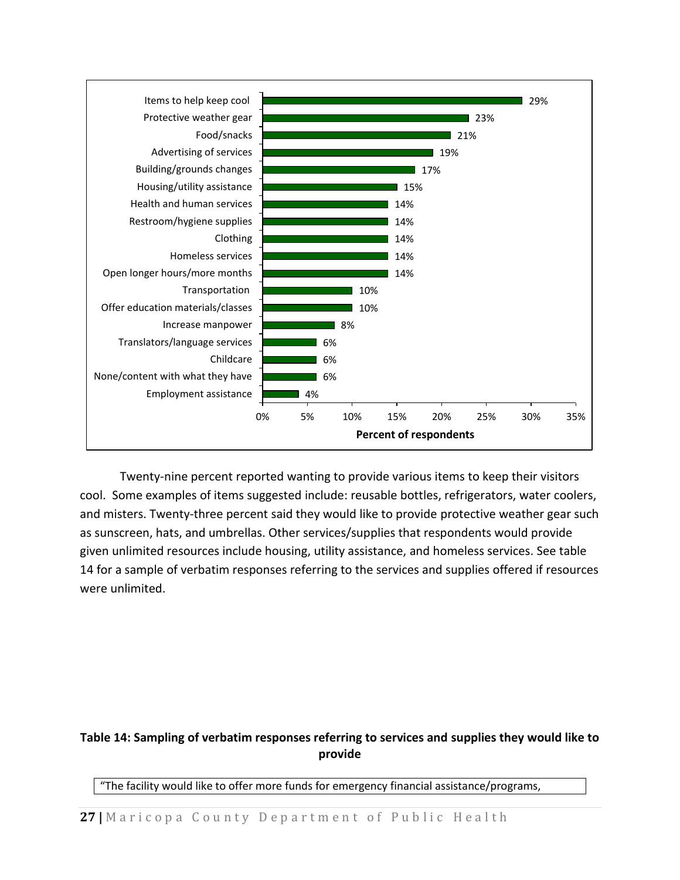| Service/supply | Percent of respondents |
|---|---|
| Items to help keep cool | 29% |
| Protective weather gear | 23% |
| Food/snacks | 21% |
| Advertising of services | 19% |
| Building/grounds changes | 17% |
| Housing/utility assistance | 15% |
| Health and human services | 14% |
| Restroom/hygiene supplies | 14% |
| Clothing | 14% |
| Homeless services | 14% |
| Open longer hours/more months | 14% |
| Transportation | 10% |
| Offer education materials/classes | 10% |
| Increase manpower | 8% |
| Translators/language services | 6% |
| Childcare | 6% |
| None/content with what they have | 6% |
| Employment assistance | 4% |

Twenty-nine percent reported wanting to provide various items to keep their visitors cool. Some examples of items suggested include: reusable bottles, refrigerators, water coolers, and misters. Twenty-three percent said they would like to provide protective weather gear such as sunscreen, hats, and umbrellas. Other services/supplies that respondents would provide given unlimited resources include housing, utility assistance, and homeless services. See table 14 for a sample of verbatim responses referring to the services and supplies offered if resources were unlimited.

**Table 14: Sampling of verbatim responses referring to services and supplies they would like to provide**

| "The facility would like to offer more funds for emergency financial assistance/programs, |
|---|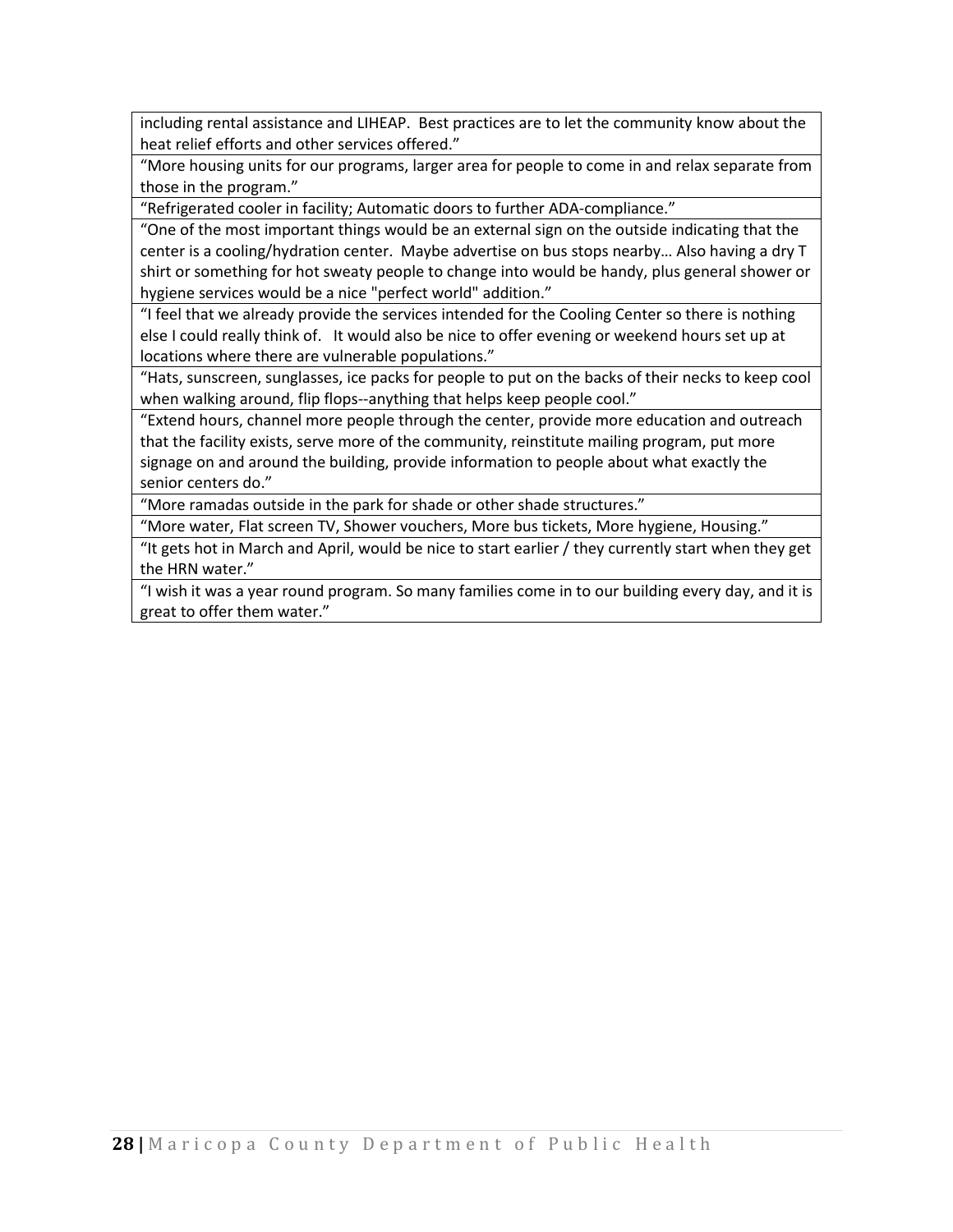| |
|---|
| including rental assistance and LIHEAP. Best practices are to let the community know about the heat relief efforts and other services offered." |
| "More housing units for our programs, larger area for people to come in and relax separate from those in the program." |
| "Refrigerated cooler in facility; Automatic doors to further ADA-compliance." |
| "One of the most important things would be an external sign on the outside indicating that the center is a cooling/hydration center. Maybe advertise on bus stops nearby… Also having a dry T shirt or something for hot sweaty people to change into would be handy, plus general shower or hygiene services would be a nice "perfect world" addition." |
| "I feel that we already provide the services intended for the Cooling Center so there is nothing else I could really think of. It would also be nice to offer evening or weekend hours set up at locations where there are vulnerable populations." |
| "Hats, sunscreen, sunglasses, ice packs for people to put on the backs of their necks to keep cool when walking around, flip flops--anything that helps keep people cool." |
| "Extend hours, channel more people through the center, provide more education and outreach that the facility exists, serve more of the community, reinstitute mailing program, put more signage on and around the building, provide information to people about what exactly the senior centers do." |
| "More ramadas outside in the park for shade or other shade structures." |
| "More water, Flat screen TV, Shower vouchers, More bus tickets, More hygiene, Housing." |
| "It gets hot in March and April, would be nice to start earlier / they currently start when they get the HRN water." |
| "I wish it was a year round program. So many families come in to our building every day, and it is great to offer them water." |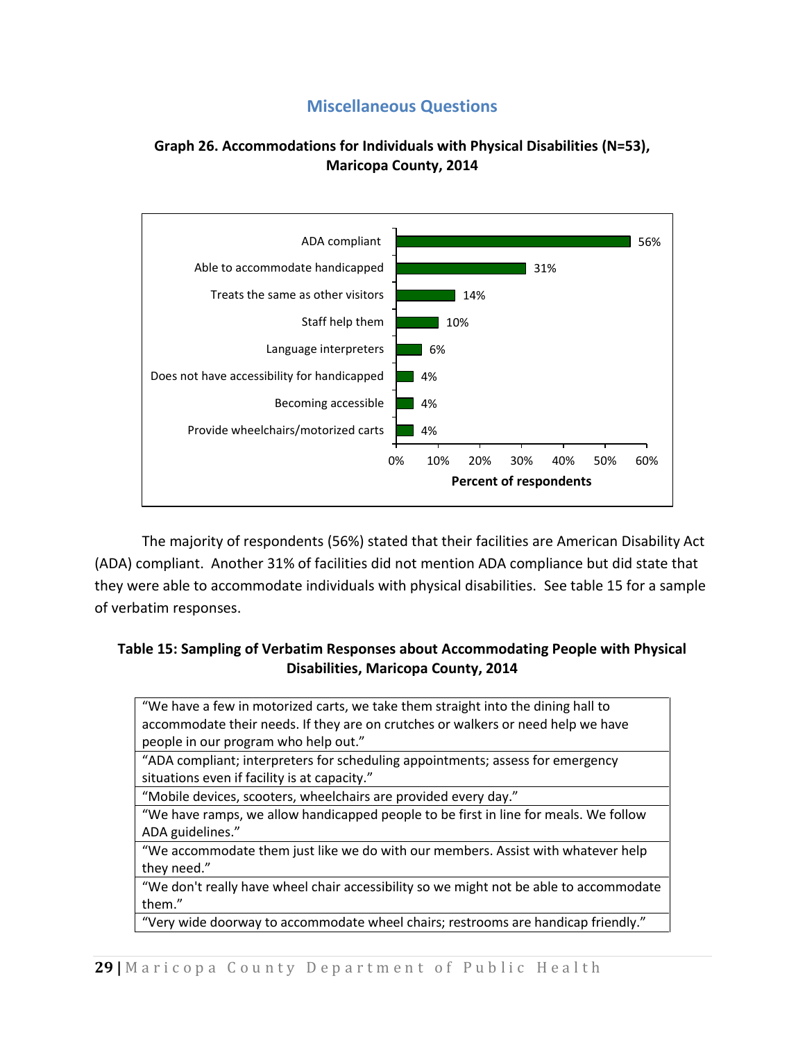## Miscellaneous Questions

**Graph 26. Accommodations for Individuals with Physical Disabilities (N=53), Maricopa County, 2014**

| Accommodation | Percent of respondents |
|---|---|
| ADA compliant | 56% |
| Able to accommodate handicapped | 31% |
| Treats the same as other visitors | 14% |
| Staff help them | 10% |
| Language interpreters | 6% |
| Does not have accessibility for handicapped | 4% |
| Becoming accessible | 4% |
| Provide wheelchairs/motorized carts | 4% |

The majority of respondents (56%) stated that their facilities are American Disability Act (ADA) compliant. Another 31% of facilities did not mention ADA compliance but did state that they were able to accommodate individuals with physical disabilities. See table 15 for a sample of verbatim responses.

**Table 15: Sampling of Verbatim Responses about Accommodating People with Physical Disabilities, Maricopa County, 2014**

| |
|---|
| "We have a few in motorized carts, we take them straight into the dining hall to accommodate their needs. If they are on crutches or walkers or need help we have people in our program who help out." |
| "ADA compliant; interpreters for scheduling appointments; assess for emergency situations even if facility is at capacity." |
| "Mobile devices, scooters, wheelchairs are provided every day." |
| "We have ramps, we allow handicapped people to be first in line for meals. We follow ADA guidelines." |
| "We accommodate them just like we do with our members. Assist with whatever help they need." |
| "We don't really have wheel chair accessibility so we might not be able to accommodate them." |
| "Very wide doorway to accommodate wheel chairs; restrooms are handicap friendly." |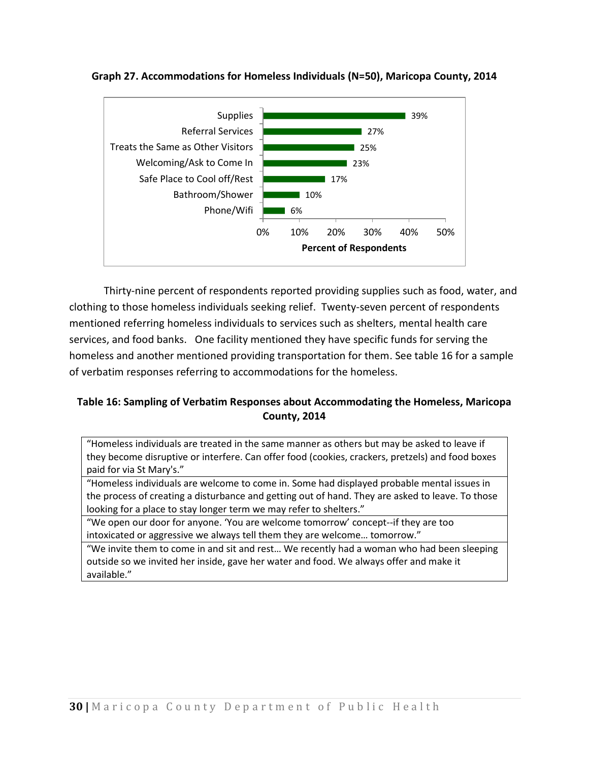**Graph 27. Accommodations for Homeless Individuals (N=50), Maricopa County, 2014**

| Accommodation | Percent of Respondents |
|---|---|
| Supplies | 39% |
| Referral Services | 27% |
| Treats the Same as Other Visitors | 25% |
| Welcoming/Ask to Come In | 23% |
| Safe Place to Cool off/Rest | 17% |
| Bathroom/Shower | 10% |
| Phone/Wifi | 6% |

Thirty-nine percent of respondents reported providing supplies such as food, water, and clothing to those homeless individuals seeking relief. Twenty-seven percent of respondents mentioned referring homeless individuals to services such as shelters, mental health care services, and food banks. One facility mentioned they have specific funds for serving the homeless and another mentioned providing transportation for them. See table 16 for a sample of verbatim responses referring to accommodations for the homeless.

**Table 16: Sampling of Verbatim Responses about Accommodating the Homeless, Maricopa County, 2014**

| |
|---|
| "Homeless individuals are treated in the same manner as others but may be asked to leave if they become disruptive or interfere. Can offer food (cookies, crackers, pretzels) and food boxes paid for via St Mary's." |
| "Homeless individuals are welcome to come in. Some had displayed probable mental issues in the process of creating a disturbance and getting out of hand. They are asked to leave. To those looking for a place to stay longer term we may refer to shelters." |
| "We open our door for anyone. 'You are welcome tomorrow' concept--if they are too intoxicated or aggressive we always tell them they are welcome… tomorrow." |
| "We invite them to come in and sit and rest… We recently had a woman who had been sleeping outside so we invited her inside, gave her water and food. We always offer and make it available." |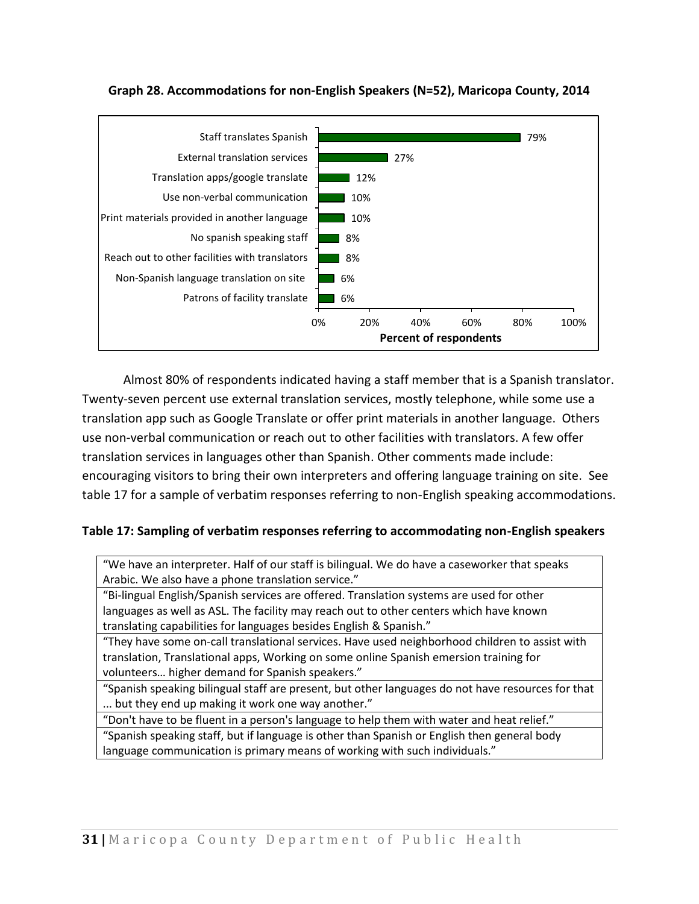**Graph 28. Accommodations for non-English Speakers (N=52), Maricopa County, 2014**

| Accommodation | Percent of respondents |
|---|---|
| Staff translates Spanish | 79% |
| External translation services | 27% |
| Translation apps/google translate | 12% |
| Use non-verbal communication | 10% |
| Print materials provided in another language | 10% |
| No spanish speaking staff | 8% |
| Reach out to other facilities with translators | 8% |
| Non-Spanish language translation on site | 6% |
| Patrons of facility translate | 6% |

Almost 80% of respondents indicated having a staff member that is a Spanish translator. Twenty-seven percent use external translation services, mostly telephone, while some use a translation app such as Google Translate or offer print materials in another language. Others use non-verbal communication or reach out to other facilities with translators. A few offer translation services in languages other than Spanish. Other comments made include: encouraging visitors to bring their own interpreters and offering language training on site. See table 17 for a sample of verbatim responses referring to non-English speaking accommodations.

**Table 17: Sampling of verbatim responses referring to accommodating non-English speakers**

| Verbatim responses |
|---|
| "We have an interpreter. Half of our staff is bilingual. We do have a caseworker that speaks Arabic. We also have a phone translation service." |
| "Bi-lingual English/Spanish services are offered. Translation systems are used for other languages as well as ASL. The facility may reach out to other centers which have known translating capabilities for languages besides English & Spanish." |
| "They have some on-call translational services. Have used neighborhood children to assist with translation, Translational apps, Working on some online Spanish emersion training for volunteers… higher demand for Spanish speakers." |
| "Spanish speaking bilingual staff are present, but other languages do not have resources for that ... but they end up making it work one way another." |
| "Don't have to be fluent in a person's language to help them with water and heat relief." |
| "Spanish speaking staff, but if language is other than Spanish or English then general body language communication is primary means of working with such individuals." |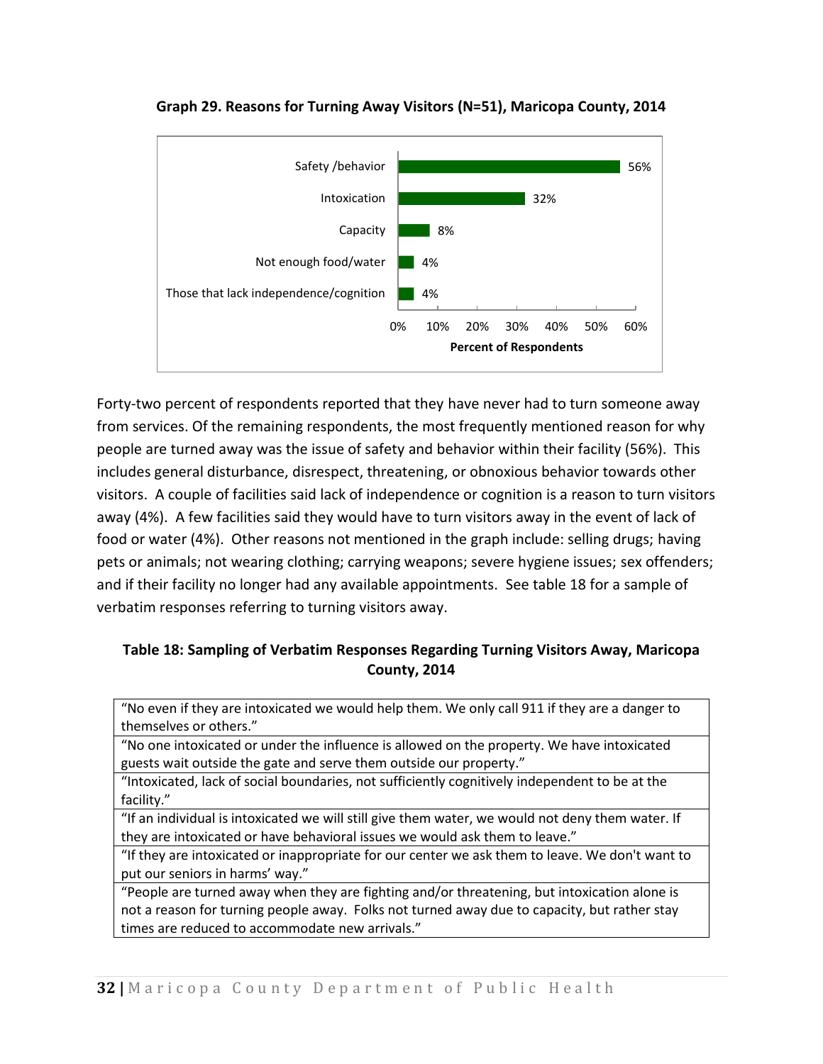**Graph 29. Reasons for Turning Away Visitors (N=51), Maricopa County, 2014**

| Reason | Percent of Respondents |
|---|---|
| Safety /behavior | 56% |
| Intoxication | 32% |
| Capacity | 8% |
| Not enough food/water | 4% |
| Those that lack independence/cognition | 4% |

Forty-two percent of respondents reported that they have never had to turn someone away from services. Of the remaining respondents, the most frequently mentioned reason for why people are turned away was the issue of safety and behavior within their facility (56%). This includes general disturbance, disrespect, threatening, or obnoxious behavior towards other visitors. A couple of facilities said lack of independence or cognition is a reason to turn visitors away (4%). A few facilities said they would have to turn visitors away in the event of lack of food or water (4%). Other reasons not mentioned in the graph include: selling drugs; having pets or animals; not wearing clothing; carrying weapons; severe hygiene issues; sex offenders; and if their facility no longer had any available appointments. See table 18 for a sample of verbatim responses referring to turning visitors away.

**Table 18: Sampling of Verbatim Responses Regarding Turning Visitors Away, Maricopa County, 2014**

| Verbatim Responses |
|---|
| "No even if they are intoxicated we would help them. We only call 911 if they are a danger to themselves or others." |
| "No one intoxicated or under the influence is allowed on the property. We have intoxicated guests wait outside the gate and serve them outside our property." |
| "Intoxicated, lack of social boundaries, not sufficiently cognitively independent to be at the facility." |
| "If an individual is intoxicated we will still give them water, we would not deny them water. If they are intoxicated or have behavioral issues we would ask them to leave." |
| "If they are intoxicated or inappropriate for our center we ask them to leave. We don't want to put our seniors in harms' way." |
| "People are turned away when they are fighting and/or threatening, but intoxication alone is not a reason for turning people away. Folks not turned away due to capacity, but rather stay times are reduced to accommodate new arrivals." |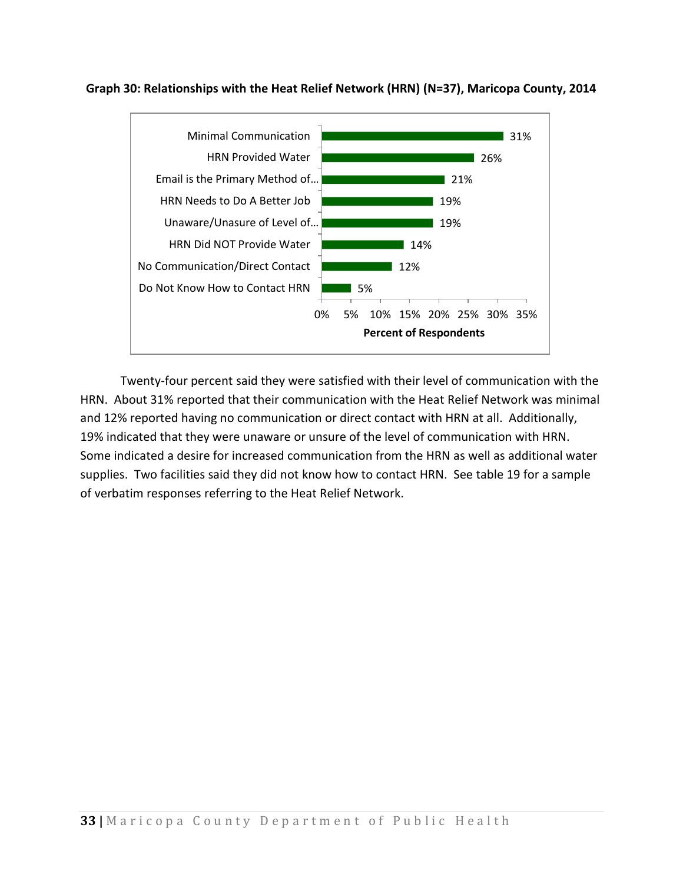**Graph 30: Relationships with the Heat Relief Network (HRN) (N=37), Maricopa County, 2014**

| Relationship | Percent of Respondents |
|---|---|
| Minimal Communication | 31% |
| HRN Provided Water | 26% |
| Email is the Primary Method of... | 21% |
| HRN Needs to Do A Better Job | 19% |
| Unaware/Unasure of Level of... | 19% |
| HRN Did NOT Provide Water | 14% |
| No Communication/Direct Contact | 12% |
| Do Not Know How to Contact HRN | 5% |

Twenty-four percent said they were satisfied with their level of communication with the HRN. About 31% reported that their communication with the Heat Relief Network was minimal and 12% reported having no communication or direct contact with HRN at all. Additionally, 19% indicated that they were unaware or unsure of the level of communication with HRN. Some indicated a desire for increased communication from the HRN as well as additional water supplies. Two facilities said they did not know how to contact HRN. See table 19 for a sample of verbatim responses referring to the Heat Relief Network.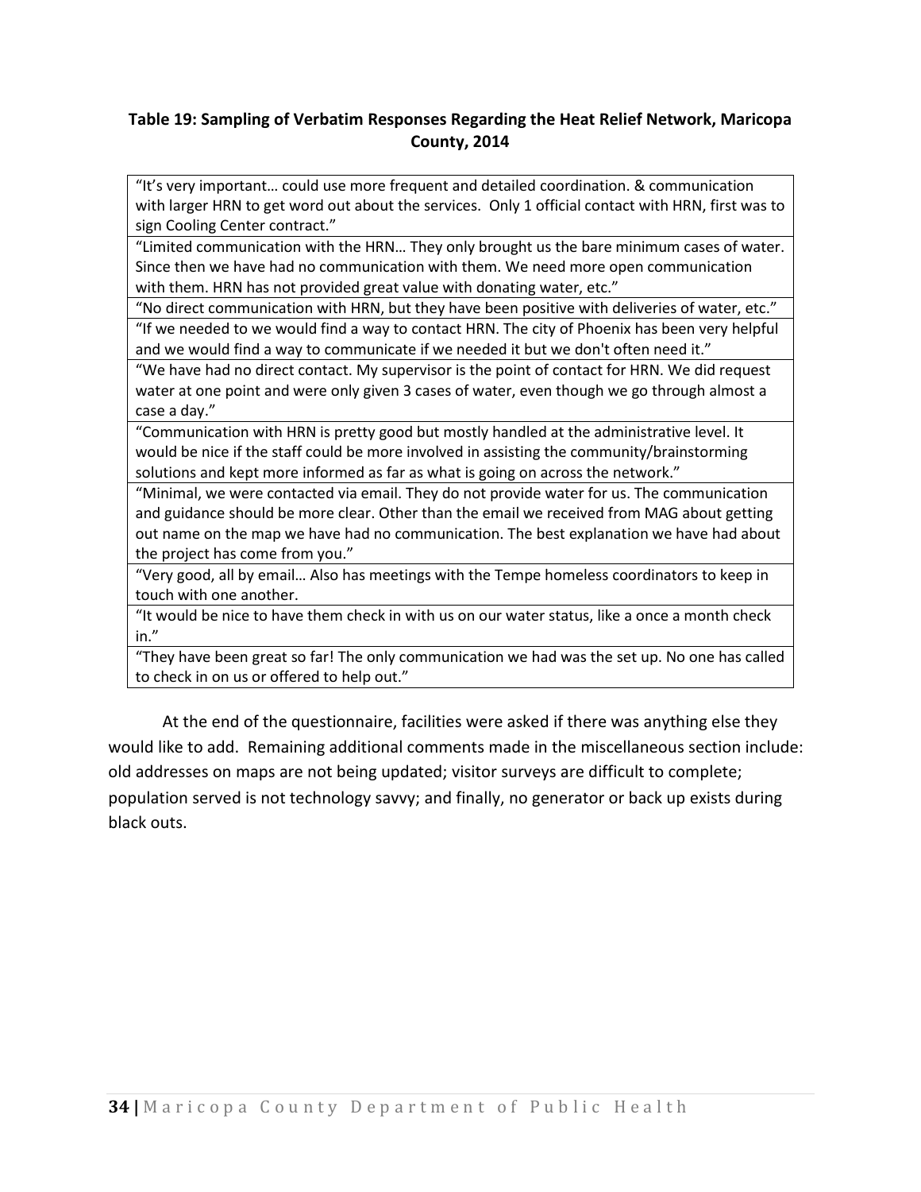**Table 19: Sampling of Verbatim Responses Regarding the Heat Relief Network, Maricopa County, 2014**

| |
|---|
| "It's very important… could use more frequent and detailed coordination. & communication with larger HRN to get word out about the services. Only 1 official contact with HRN, first was to sign Cooling Center contract." |
| "Limited communication with the HRN… They only brought us the bare minimum cases of water. Since then we have had no communication with them. We need more open communication with them. HRN has not provided great value with donating water, etc." |
| "No direct communication with HRN, but they have been positive with deliveries of water, etc." |
| "If we needed to we would find a way to contact HRN. The city of Phoenix has been very helpful and we would find a way to communicate if we needed it but we don't often need it." |
| "We have had no direct contact. My supervisor is the point of contact for HRN. We did request water at one point and were only given 3 cases of water, even though we go through almost a case a day." |
| "Communication with HRN is pretty good but mostly handled at the administrative level. It would be nice if the staff could be more involved in assisting the community/brainstorming solutions and kept more informed as far as what is going on across the network." |
| "Minimal, we were contacted via email. They do not provide water for us. The communication and guidance should be more clear. Other than the email we received from MAG about getting out name on the map we have had no communication. The best explanation we have had about the project has come from you." |
| "Very good, all by email… Also has meetings with the Tempe homeless coordinators to keep in touch with one another. |
| "It would be nice to have them check in with us on our water status, like a once a month check in." |
| "They have been great so far! The only communication we had was the set up. No one has called to check in on us or offered to help out." |

At the end of the questionnaire, facilities were asked if there was anything else they would like to add. Remaining additional comments made in the miscellaneous section include: old addresses on maps are not being updated; visitor surveys are difficult to complete; population served is not technology savvy; and finally, no generator or back up exists during black outs.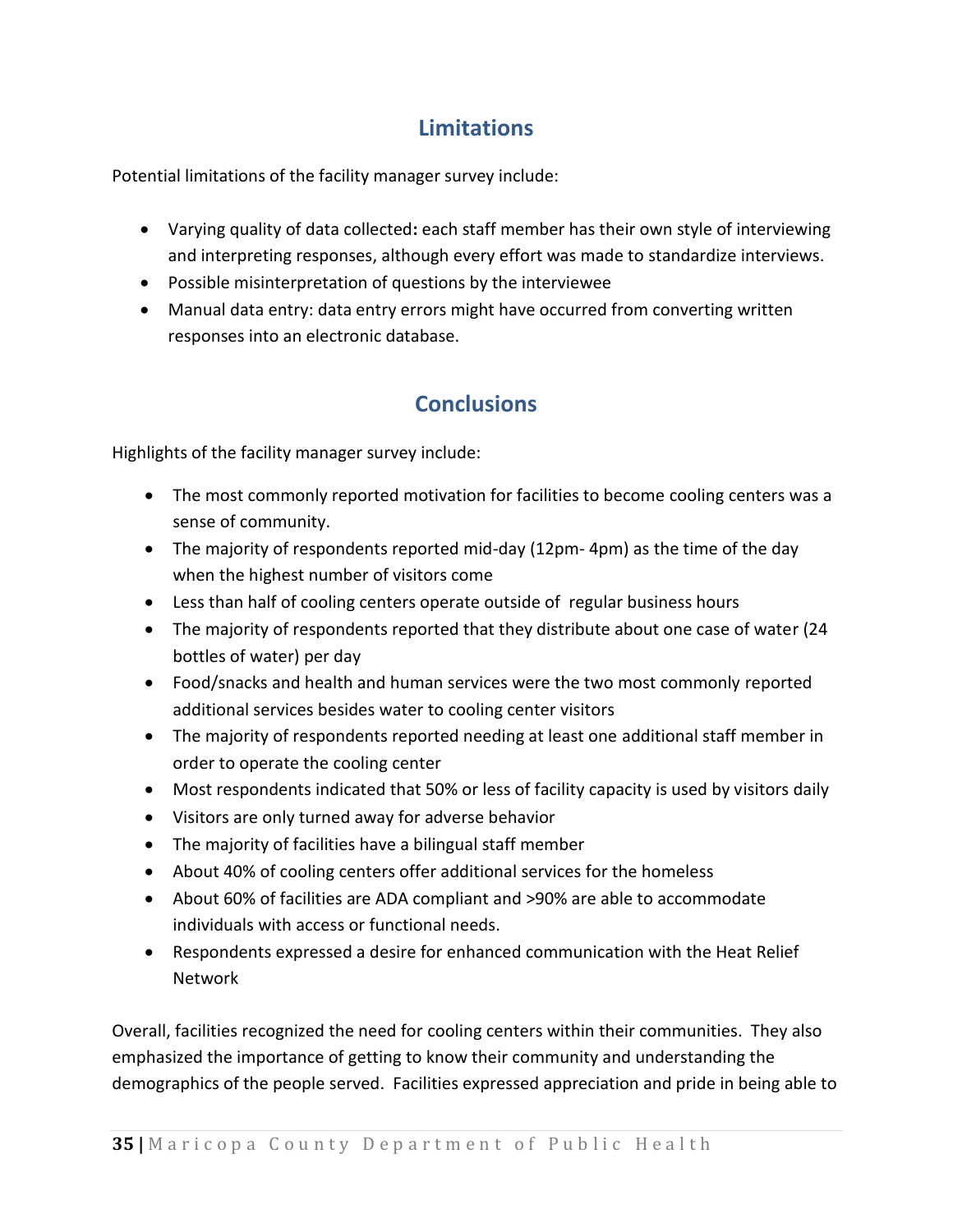## Limitations

Potential limitations of the facility manager survey include:

- Varying quality of data collected**:** each staff member has their own style of interviewing and interpreting responses, although every effort was made to standardize interviews.
- Possible misinterpretation of questions by the interviewee
- Manual data entry: data entry errors might have occurred from converting written responses into an electronic database.

## Conclusions

Highlights of the facility manager survey include:

- The most commonly reported motivation for facilities to become cooling centers was a sense of community.
- The majority of respondents reported mid-day (12pm- 4pm) as the time of the day when the highest number of visitors come
- Less than half of cooling centers operate outside of regular business hours
- The majority of respondents reported that they distribute about one case of water (24 bottles of water) per day
- Food/snacks and health and human services were the two most commonly reported additional services besides water to cooling center visitors
- The majority of respondents reported needing at least one additional staff member in order to operate the cooling center
- Most respondents indicated that 50% or less of facility capacity is used by visitors daily
- Visitors are only turned away for adverse behavior
- The majority of facilities have a bilingual staff member
- About 40% of cooling centers offer additional services for the homeless
- About 60% of facilities are ADA compliant and >90% are able to accommodate individuals with access or functional needs.
- Respondents expressed a desire for enhanced communication with the Heat Relief Network

Overall, facilities recognized the need for cooling centers within their communities. They also emphasized the importance of getting to know their community and understanding the demographics of the people served. Facilities expressed appreciation and pride in being able to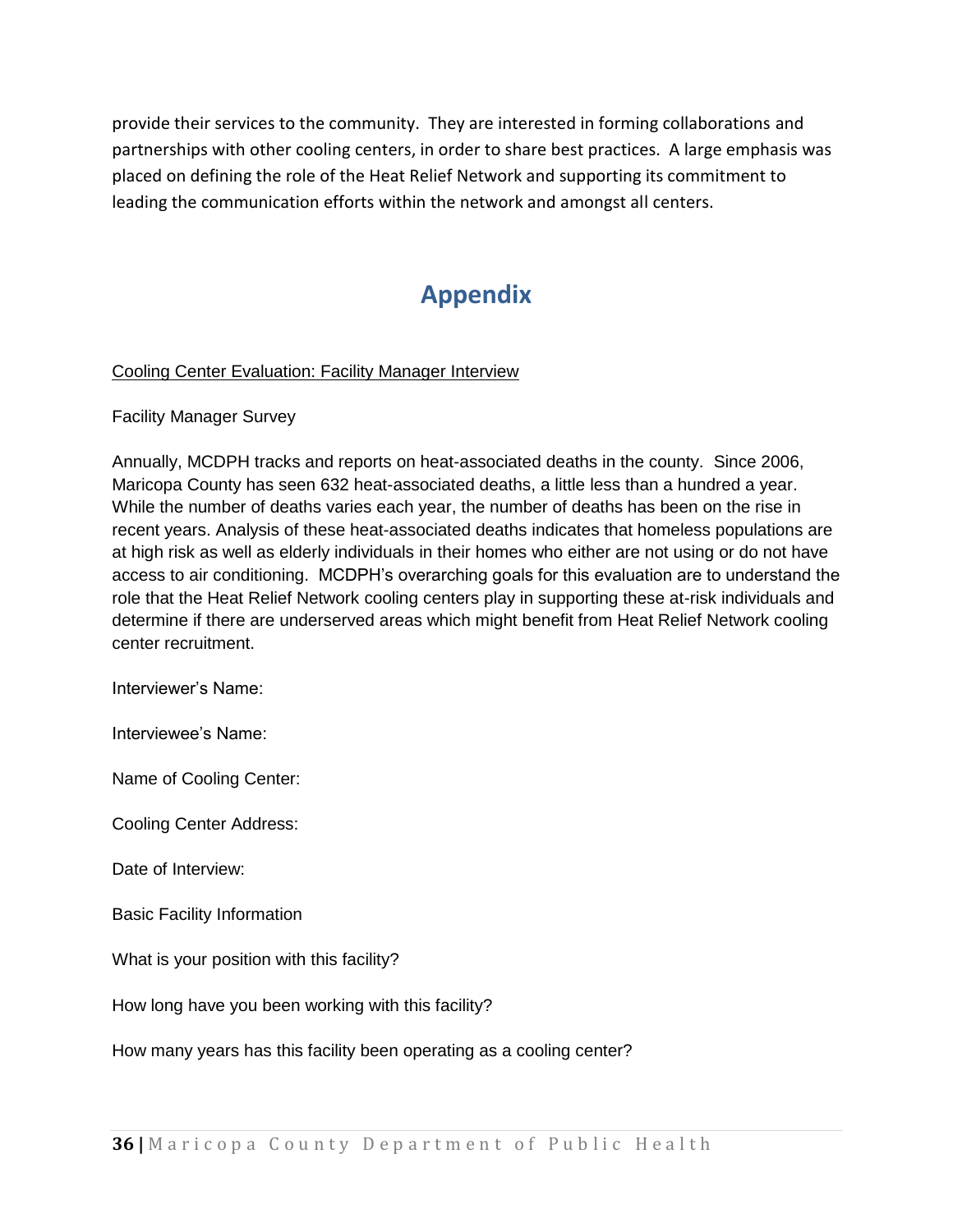provide their services to the community. They are interested in forming collaborations and partnerships with other cooling centers, in order to share best practices. A large emphasis was placed on defining the role of the Heat Relief Network and supporting its commitment to leading the communication efforts within the network and amongst all centers.

# Appendix

Cooling Center Evaluation: Facility Manager Interview

Facility Manager Survey

Annually, MCDPH tracks and reports on heat-associated deaths in the county. Since 2006, Maricopa County has seen 632 heat-associated deaths, a little less than a hundred a year. While the number of deaths varies each year, the number of deaths has been on the rise in recent years. Analysis of these heat-associated deaths indicates that homeless populations are at high risk as well as elderly individuals in their homes who either are not using or do not have access to air conditioning. MCDPH's overarching goals for this evaluation are to understand the role that the Heat Relief Network cooling centers play in supporting these at-risk individuals and determine if there are underserved areas which might benefit from Heat Relief Network cooling center recruitment.

Interviewer's Name:

Interviewee's Name:

Name of Cooling Center:

Cooling Center Address:

Date of Interview:

Basic Facility Information

What is your position with this facility?

How long have you been working with this facility?

How many years has this facility been operating as a cooling center?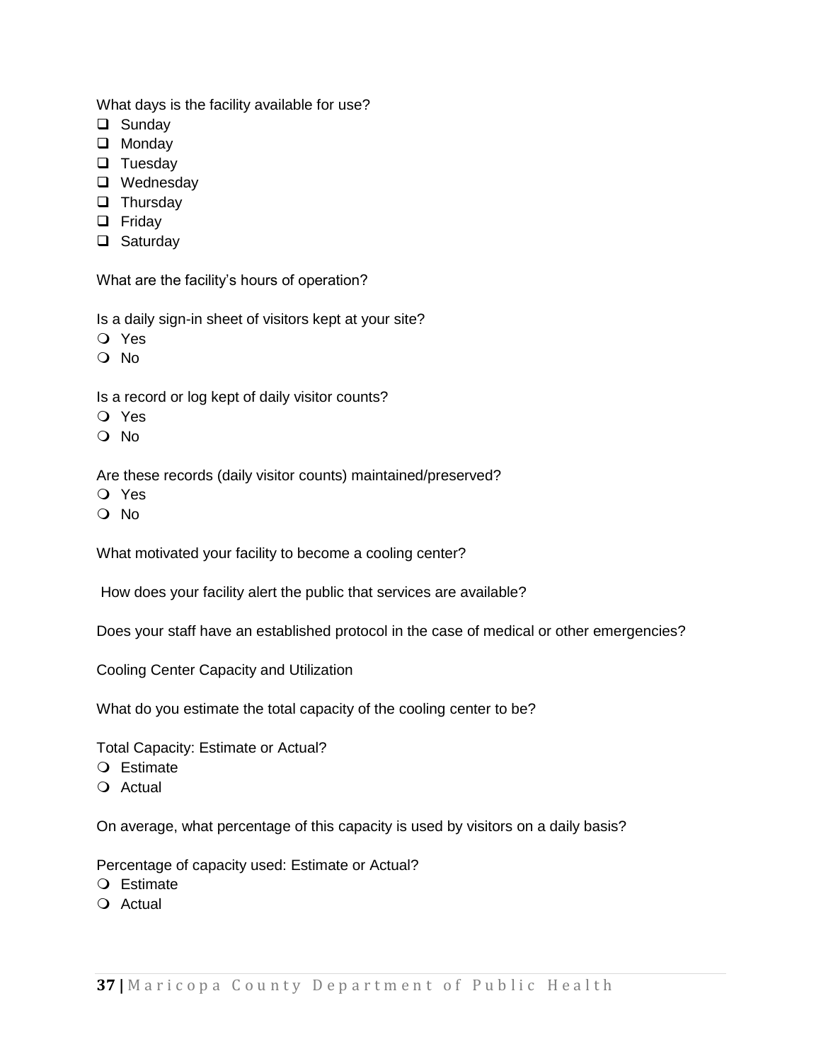What days is the facility available for use?

- ☐ Sunday
- ☐ Monday
- ☐ Tuesday
- ☐ Wednesday
- ☐ Thursday
- ☐ Friday
- ☐ Saturday

What are the facility's hours of operation?

Is a daily sign-in sheet of visitors kept at your site?

- ○ Yes
- ○ No

Is a record or log kept of daily visitor counts?

- ○ Yes
- ○ No

Are these records (daily visitor counts) maintained/preserved?

- ○ Yes
- ○ No

What motivated your facility to become a cooling center?

How does your facility alert the public that services are available?

Does your staff have an established protocol in the case of medical or other emergencies?

Cooling Center Capacity and Utilization

What do you estimate the total capacity of the cooling center to be?

Total Capacity: Estimate or Actual?

- ○ Estimate
- ○ Actual

On average, what percentage of this capacity is used by visitors on a daily basis?

Percentage of capacity used: Estimate or Actual?

- ○ Estimate
- ○ Actual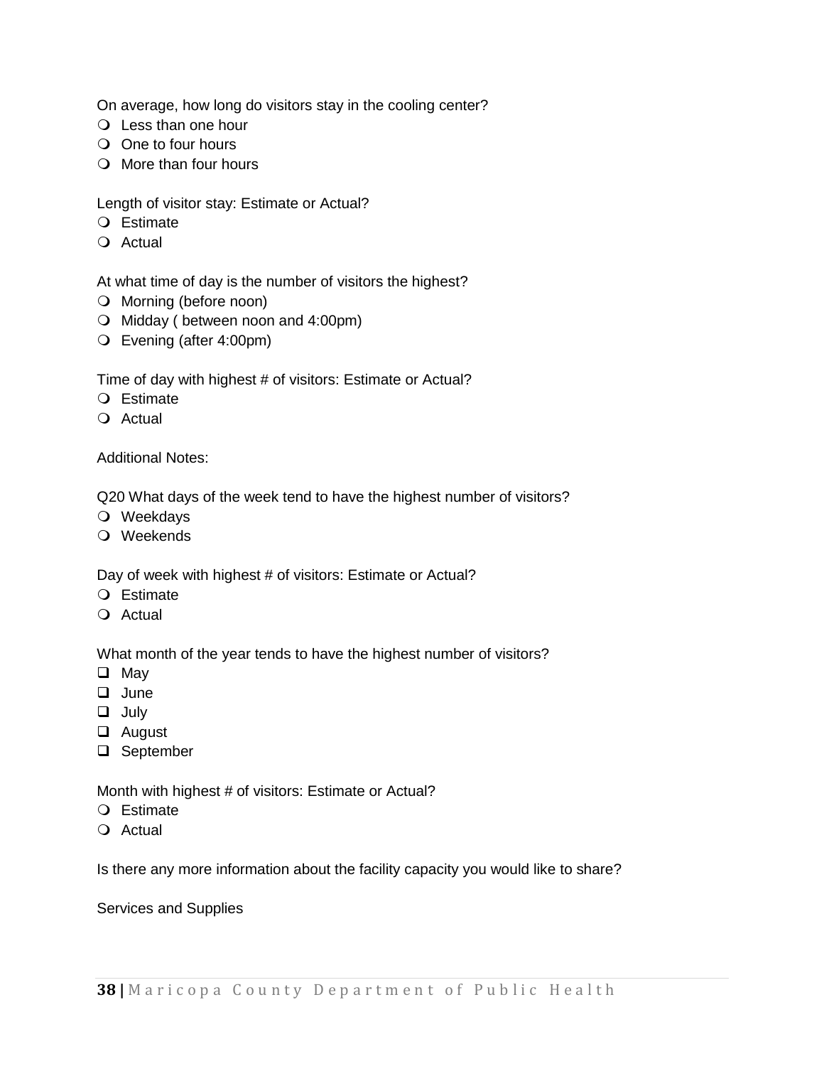On average, how long do visitors stay in the cooling center?

- ❍ Less than one hour
- ❍ One to four hours
- ❍ More than four hours

Length of visitor stay: Estimate or Actual?

- ❍ Estimate
- ❍ Actual

At what time of day is the number of visitors the highest?

- ❍ Morning (before noon)
- ❍ Midday ( between noon and 4:00pm)
- ❍ Evening (after 4:00pm)

Time of day with highest # of visitors: Estimate or Actual?

- ❍ Estimate
- ❍ Actual

Additional Notes:

Q20 What days of the week tend to have the highest number of visitors?

- ❍ Weekdays
- ❍ Weekends

Day of week with highest # of visitors: Estimate or Actual?

- ❍ Estimate
- ❍ Actual

What month of the year tends to have the highest number of visitors?

- ❑ May
- ❑ June
- ❑ July
- ❑ August
- ❑ September

Month with highest # of visitors: Estimate or Actual?

- ❍ Estimate
- ❍ Actual

Is there any more information about the facility capacity you would like to share?

Services and Supplies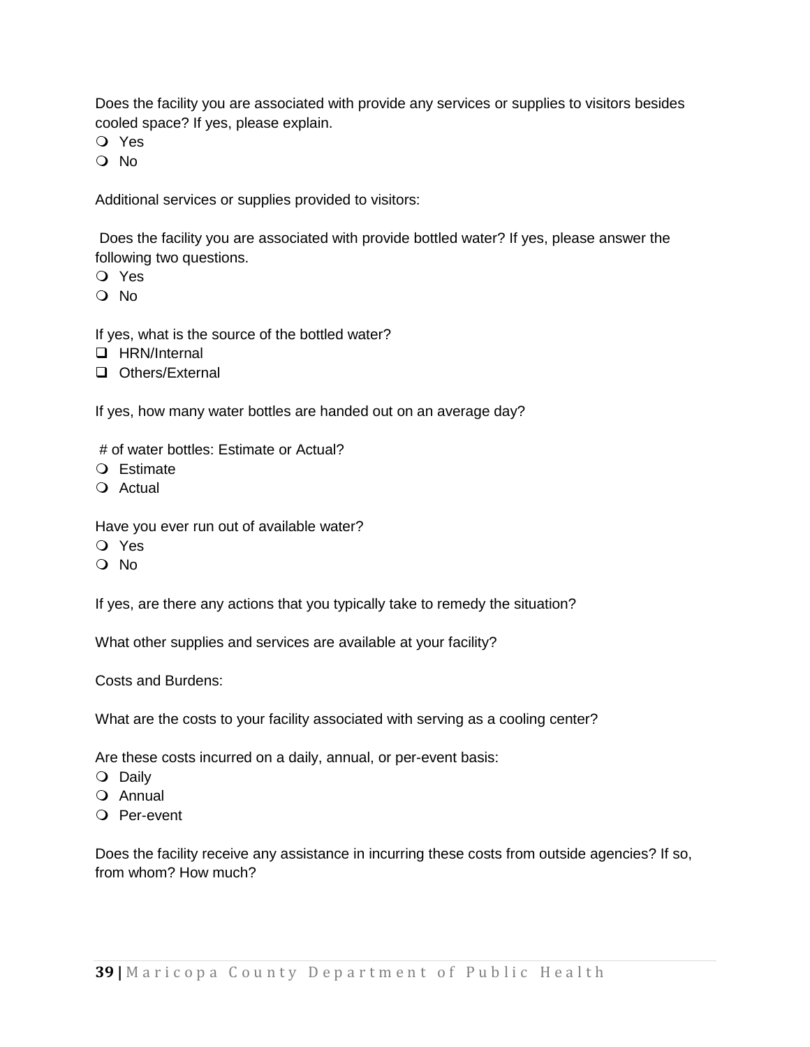Does the facility you are associated with provide any services or supplies to visitors besides cooled space? If yes, please explain.

- ○ Yes
- ○ No

Additional services or supplies provided to visitors:

Does the facility you are associated with provide bottled water? If yes, please answer the following two questions.

- ○ Yes
- ○ No

If yes, what is the source of the bottled water?

- ☐ HRN/Internal
- ☐ Others/External

If yes, how many water bottles are handed out on an average day?

# of water bottles: Estimate or Actual?

- ○ Estimate
- ○ Actual

Have you ever run out of available water?

- ○ Yes
- ○ No

If yes, are there any actions that you typically take to remedy the situation?

What other supplies and services are available at your facility?

Costs and Burdens:

What are the costs to your facility associated with serving as a cooling center?

Are these costs incurred on a daily, annual, or per-event basis:

- ○ Daily
- ○ Annual
- ○ Per-event

Does the facility receive any assistance in incurring these costs from outside agencies? If so, from whom? How much?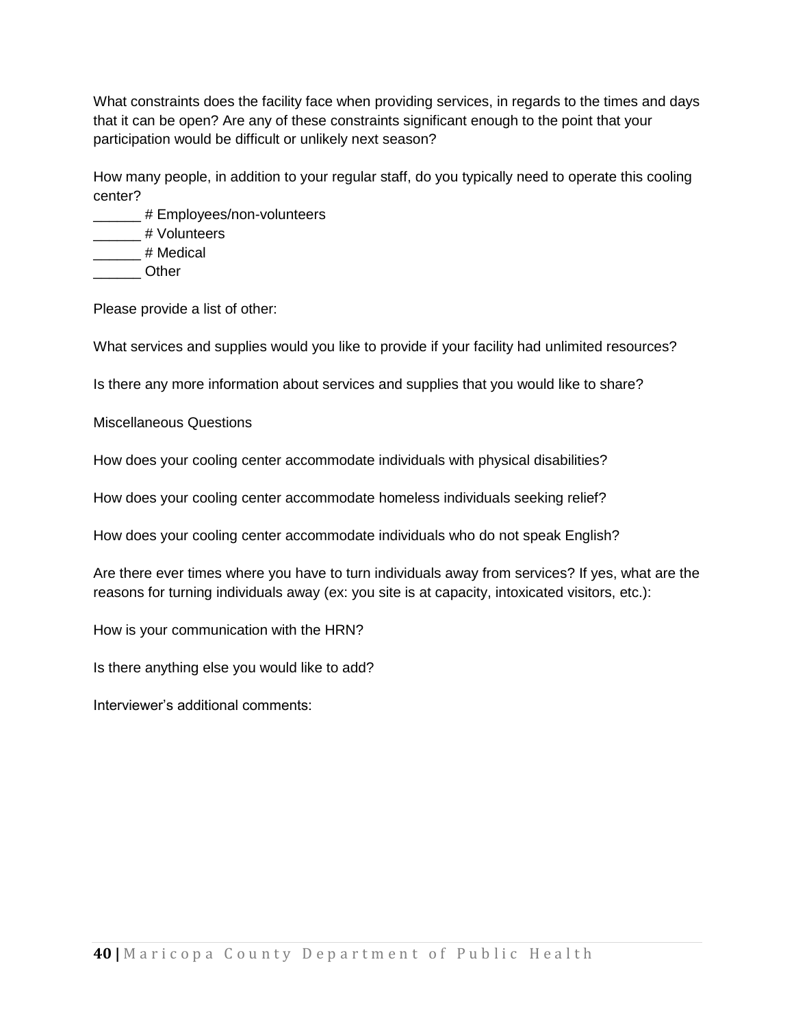What constraints does the facility face when providing services, in regards to the times and days that it can be open? Are any of these constraints significant enough to the point that your participation would be difficult or unlikely next season?

How many people, in addition to your regular staff, do you typically need to operate this cooling center?

______ # Employees/non-volunteers
______ # Volunteers
______ # Medical
______ Other

Please provide a list of other:

What services and supplies would you like to provide if your facility had unlimited resources?

Is there any more information about services and supplies that you would like to share?

Miscellaneous Questions

How does your cooling center accommodate individuals with physical disabilities?

How does your cooling center accommodate homeless individuals seeking relief?

How does your cooling center accommodate individuals who do not speak English?

Are there ever times where you have to turn individuals away from services? If yes, what are the reasons for turning individuals away (ex: you site is at capacity, intoxicated visitors, etc.):

How is your communication with the HRN?

Is there anything else you would like to add?

Interviewer's additional comments: